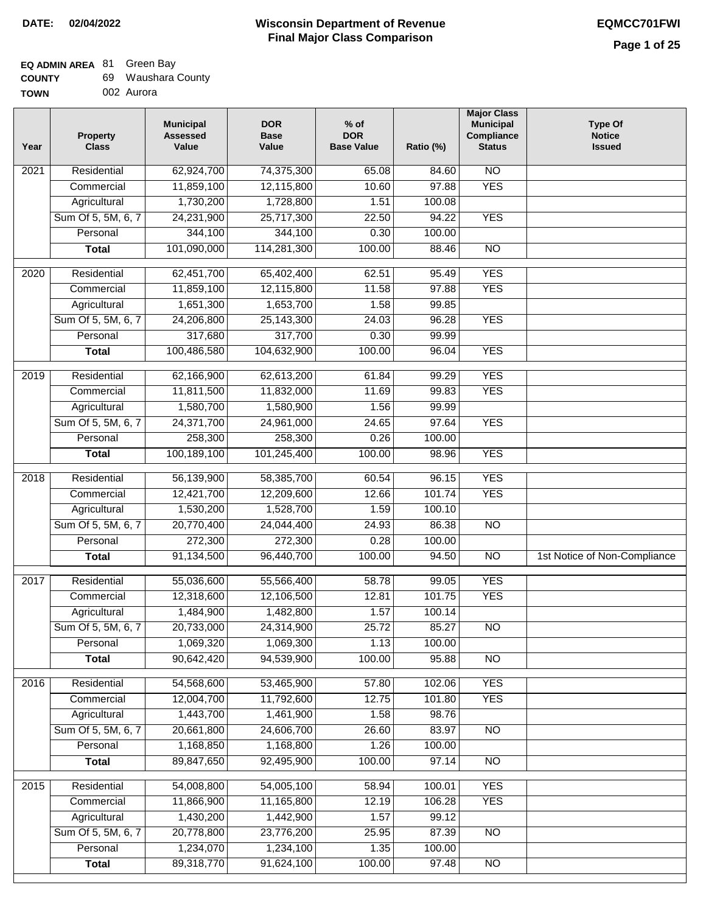# Wisconsin Department of Revenue
## Final Major Class Comparison

**DATE:** 02/04/2022

**EQMCC701FWI**

**EQ ADMIN AREA** 81 Green Bay
**COUNTY** 69 Waushara County
**TOWN** 002 Aurora

| Year | Property Class | Municipal Assessed Value | DOR Base Value | % of DOR Base Value | Ratio (%) | Major Class Municipal Compliance Status | Type Of Notice Issued |
|---|---|---|---|---|---|---|---|
| 2021 | Residential | 62,924,700 | 74,375,300 | 65.08 | 84.60 | NO | |
| | Commercial | 11,859,100 | 12,115,800 | 10.60 | 97.88 | YES | |
| | Agricultural | 1,730,200 | 1,728,800 | 1.51 | 100.08 | | |
| | Sum Of 5, 5M, 6, 7 | 24,231,900 | 25,717,300 | 22.50 | 94.22 | YES | |
| | Personal | 344,100 | 344,100 | 0.30 | 100.00 | | |
| | **Total** | 101,090,000 | 114,281,300 | 100.00 | 88.46 | NO | |
| 2020 | Residential | 62,451,700 | 65,402,400 | 62.51 | 95.49 | YES | |
| | Commercial | 11,859,100 | 12,115,800 | 11.58 | 97.88 | YES | |
| | Agricultural | 1,651,300 | 1,653,700 | 1.58 | 99.85 | | |
| | Sum Of 5, 5M, 6, 7 | 24,206,800 | 25,143,300 | 24.03 | 96.28 | YES | |
| | Personal | 317,680 | 317,700 | 0.30 | 99.99 | | |
| | **Total** | 100,486,580 | 104,632,900 | 100.00 | 96.04 | YES | |
| 2019 | Residential | 62,166,900 | 62,613,200 | 61.84 | 99.29 | YES | |
| | Commercial | 11,811,500 | 11,832,000 | 11.69 | 99.83 | YES | |
| | Agricultural | 1,580,700 | 1,580,900 | 1.56 | 99.99 | | |
| | Sum Of 5, 5M, 6, 7 | 24,371,700 | 24,961,000 | 24.65 | 97.64 | YES | |
| | Personal | 258,300 | 258,300 | 0.26 | 100.00 | | |
| | **Total** | 100,189,100 | 101,245,400 | 100.00 | 98.96 | YES | |
| 2018 | Residential | 56,139,900 | 58,385,700 | 60.54 | 96.15 | YES | |
| | Commercial | 12,421,700 | 12,209,600 | 12.66 | 101.74 | YES | |
| | Agricultural | 1,530,200 | 1,528,700 | 1.59 | 100.10 | | |
| | Sum Of 5, 5M, 6, 7 | 20,770,400 | 24,044,400 | 24.93 | 86.38 | NO | |
| | Personal | 272,300 | 272,300 | 0.28 | 100.00 | | |
| | **Total** | 91,134,500 | 96,440,700 | 100.00 | 94.50 | NO | 1st Notice of Non-Compliance |
| 2017 | Residential | 55,036,600 | 55,566,400 | 58.78 | 99.05 | YES | |
| | Commercial | 12,318,600 | 12,106,500 | 12.81 | 101.75 | YES | |
| | Agricultural | 1,484,900 | 1,482,800 | 1.57 | 100.14 | | |
| | Sum Of 5, 5M, 6, 7 | 20,733,000 | 24,314,900 | 25.72 | 85.27 | NO | |
| | Personal | 1,069,320 | 1,069,300 | 1.13 | 100.00 | | |
| | **Total** | 90,642,420 | 94,539,900 | 100.00 | 95.88 | NO | |
| 2016 | Residential | 54,568,600 | 53,465,900 | 57.80 | 102.06 | YES | |
| | Commercial | 12,004,700 | 11,792,600 | 12.75 | 101.80 | YES | |
| | Agricultural | 1,443,700 | 1,461,900 | 1.58 | 98.76 | | |
| | Sum Of 5, 5M, 6, 7 | 20,661,800 | 24,606,700 | 26.60 | 83.97 | NO | |
| | Personal | 1,168,850 | 1,168,800 | 1.26 | 100.00 | | |
| | **Total** | 89,847,650 | 92,495,900 | 100.00 | 97.14 | NO | |
| 2015 | Residential | 54,008,800 | 54,005,100 | 58.94 | 100.01 | YES | |
| | Commercial | 11,866,900 | 11,165,800 | 12.19 | 106.28 | YES | |
| | Agricultural | 1,430,200 | 1,442,900 | 1.57 | 99.12 | | |
| | Sum Of 5, 5M, 6, 7 | 20,778,800 | 23,776,200 | 25.95 | 87.39 | NO | |
| | Personal | 1,234,070 | 1,234,100 | 1.35 | 100.00 | | |
| | **Total** | 89,318,770 | 91,624,100 | 100.00 | 97.48 | NO | |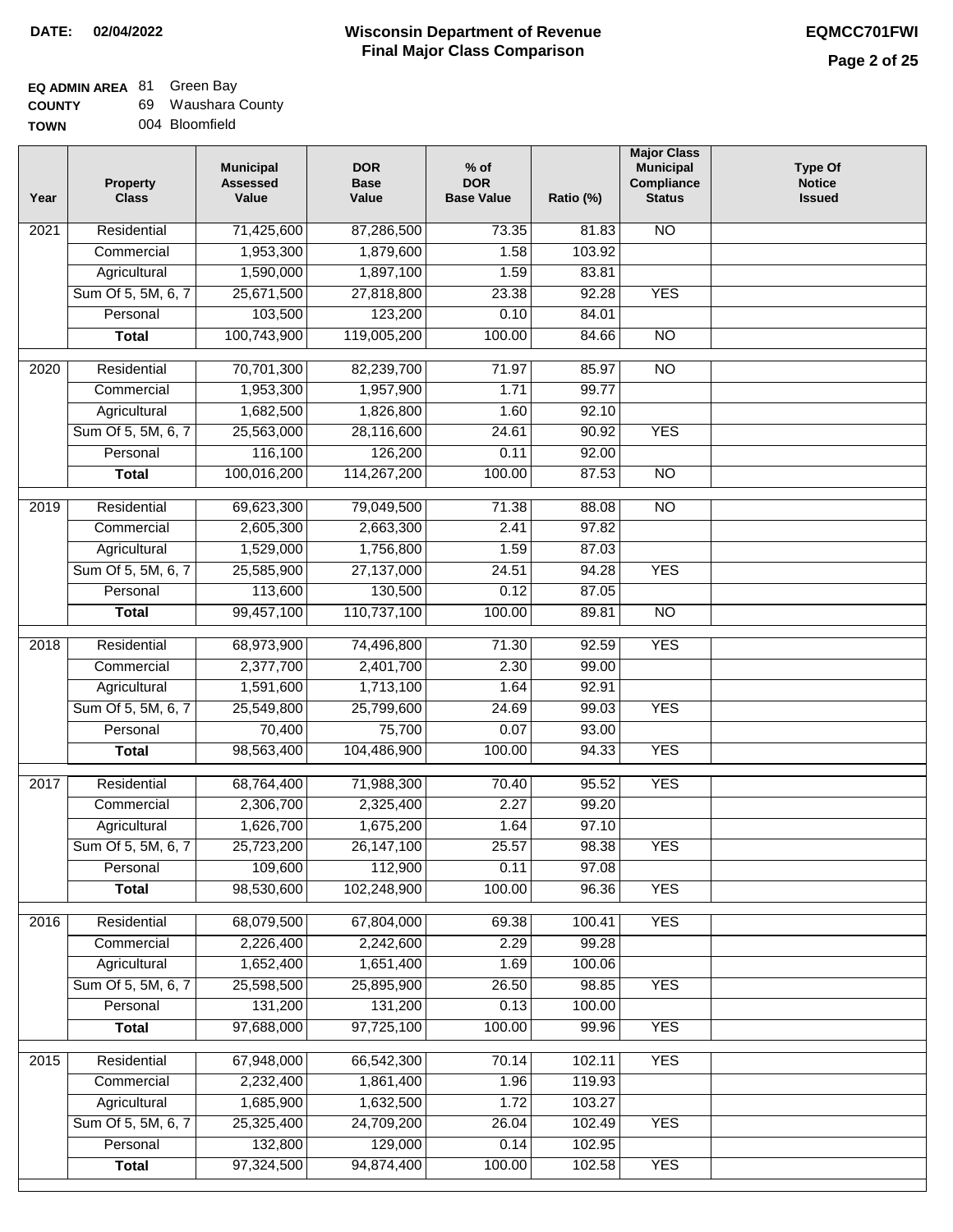**DATE: 02/04/2022**

# Wisconsin Department of Revenue
## Final Major Class Comparison

**EQMCC701FWI**

**EQ ADMIN AREA** 81 Green Bay
**COUNTY** 69 Waushara County
**TOWN** 004 Bloomfield

| Year | Property Class | Municipal Assessed Value | DOR Base Value | % of DOR Base Value | Ratio (%) | Major Class Municipal Compliance Status | Type Of Notice Issued |
|---|---|---|---|---|---|---|---|
| 2021 | Residential | 71,425,600 | 87,286,500 | 73.35 | 81.83 | NO | |
| | Commercial | 1,953,300 | 1,879,600 | 1.58 | 103.92 | | |
| | Agricultural | 1,590,000 | 1,897,100 | 1.59 | 83.81 | | |
| | Sum Of 5, 5M, 6, 7 | 25,671,500 | 27,818,800 | 23.38 | 92.28 | YES | |
| | Personal | 103,500 | 123,200 | 0.10 | 84.01 | | |
| | **Total** | 100,743,900 | 119,005,200 | 100.00 | 84.66 | NO | |
| 2020 | Residential | 70,701,300 | 82,239,700 | 71.97 | 85.97 | NO | |
| | Commercial | 1,953,300 | 1,957,900 | 1.71 | 99.77 | | |
| | Agricultural | 1,682,500 | 1,826,800 | 1.60 | 92.10 | | |
| | Sum Of 5, 5M, 6, 7 | 25,563,000 | 28,116,600 | 24.61 | 90.92 | YES | |
| | Personal | 116,100 | 126,200 | 0.11 | 92.00 | | |
| | **Total** | 100,016,200 | 114,267,200 | 100.00 | 87.53 | NO | |
| 2019 | Residential | 69,623,300 | 79,049,500 | 71.38 | 88.08 | NO | |
| | Commercial | 2,605,300 | 2,663,300 | 2.41 | 97.82 | | |
| | Agricultural | 1,529,000 | 1,756,800 | 1.59 | 87.03 | | |
| | Sum Of 5, 5M, 6, 7 | 25,585,900 | 27,137,000 | 24.51 | 94.28 | YES | |
| | Personal | 113,600 | 130,500 | 0.12 | 87.05 | | |
| | **Total** | 99,457,100 | 110,737,100 | 100.00 | 89.81 | NO | |
| 2018 | Residential | 68,973,900 | 74,496,800 | 71.30 | 92.59 | YES | |
| | Commercial | 2,377,700 | 2,401,700 | 2.30 | 99.00 | | |
| | Agricultural | 1,591,600 | 1,713,100 | 1.64 | 92.91 | | |
| | Sum Of 5, 5M, 6, 7 | 25,549,800 | 25,799,600 | 24.69 | 99.03 | YES | |
| | Personal | 70,400 | 75,700 | 0.07 | 93.00 | | |
| | **Total** | 98,563,400 | 104,486,900 | 100.00 | 94.33 | YES | |
| 2017 | Residential | 68,764,400 | 71,988,300 | 70.40 | 95.52 | YES | |
| | Commercial | 2,306,700 | 2,325,400 | 2.27 | 99.20 | | |
| | Agricultural | 1,626,700 | 1,675,200 | 1.64 | 97.10 | | |
| | Sum Of 5, 5M, 6, 7 | 25,723,200 | 26,147,100 | 25.57 | 98.38 | YES | |
| | Personal | 109,600 | 112,900 | 0.11 | 97.08 | | |
| | **Total** | 98,530,600 | 102,248,900 | 100.00 | 96.36 | YES | |
| 2016 | Residential | 68,079,500 | 67,804,000 | 69.38 | 100.41 | YES | |
| | Commercial | 2,226,400 | 2,242,600 | 2.29 | 99.28 | | |
| | Agricultural | 1,652,400 | 1,651,400 | 1.69 | 100.06 | | |
| | Sum Of 5, 5M, 6, 7 | 25,598,500 | 25,895,900 | 26.50 | 98.85 | YES | |
| | Personal | 131,200 | 131,200 | 0.13 | 100.00 | | |
| | **Total** | 97,688,000 | 97,725,100 | 100.00 | 99.96 | YES | |
| 2015 | Residential | 67,948,000 | 66,542,300 | 70.14 | 102.11 | YES | |
| | Commercial | 2,232,400 | 1,861,400 | 1.96 | 119.93 | | |
| | Agricultural | 1,685,900 | 1,632,500 | 1.72 | 103.27 | | |
| | Sum Of 5, 5M, 6, 7 | 25,325,400 | 24,709,200 | 26.04 | 102.49 | YES | |
| | Personal | 132,800 | 129,000 | 0.14 | 102.95 | | |
| | **Total** | 97,324,500 | 94,874,400 | 100.00 | 102.58 | YES | |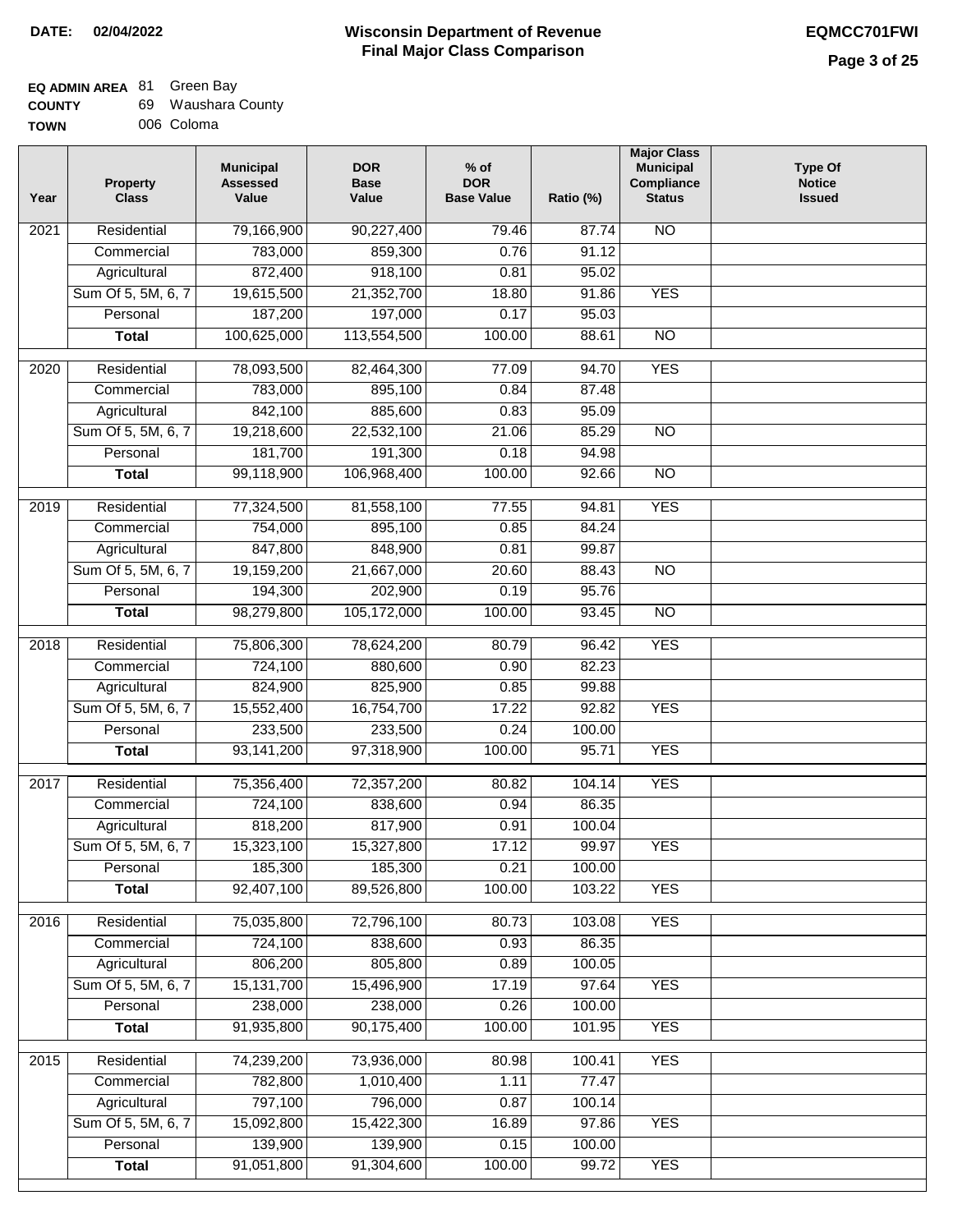**DATE: 02/04/2022**

# Wisconsin Department of Revenue
## Final Major Class Comparison

**EQMCC701FWI**

**EQ ADMIN AREA** 81 Green Bay
**COUNTY** 69 Waushara County
**TOWN** 006 Coloma

| Year | Property Class | Municipal Assessed Value | DOR Base Value | % of DOR Base Value | Ratio (%) | Major Class Municipal Compliance Status | Type Of Notice Issued |
|---|---|---|---|---|---|---|---|
| 2021 | Residential | 79,166,900 | 90,227,400 | 79.46 | 87.74 | NO | |
| | Commercial | 783,000 | 859,300 | 0.76 | 91.12 | | |
| | Agricultural | 872,400 | 918,100 | 0.81 | 95.02 | | |
| | Sum Of 5, 5M, 6, 7 | 19,615,500 | 21,352,700 | 18.80 | 91.86 | YES | |
| | Personal | 187,200 | 197,000 | 0.17 | 95.03 | | |
| | **Total** | 100,625,000 | 113,554,500 | 100.00 | 88.61 | NO | |
| 2020 | Residential | 78,093,500 | 82,464,300 | 77.09 | 94.70 | YES | |
| | Commercial | 783,000 | 895,100 | 0.84 | 87.48 | | |
| | Agricultural | 842,100 | 885,600 | 0.83 | 95.09 | | |
| | Sum Of 5, 5M, 6, 7 | 19,218,600 | 22,532,100 | 21.06 | 85.29 | NO | |
| | Personal | 181,700 | 191,300 | 0.18 | 94.98 | | |
| | **Total** | 99,118,900 | 106,968,400 | 100.00 | 92.66 | NO | |
| 2019 | Residential | 77,324,500 | 81,558,100 | 77.55 | 94.81 | YES | |
| | Commercial | 754,000 | 895,100 | 0.85 | 84.24 | | |
| | Agricultural | 847,800 | 848,900 | 0.81 | 99.87 | | |
| | Sum Of 5, 5M, 6, 7 | 19,159,200 | 21,667,000 | 20.60 | 88.43 | NO | |
| | Personal | 194,300 | 202,900 | 0.19 | 95.76 | | |
| | **Total** | 98,279,800 | 105,172,000 | 100.00 | 93.45 | NO | |
| 2018 | Residential | 75,806,300 | 78,624,200 | 80.79 | 96.42 | YES | |
| | Commercial | 724,100 | 880,600 | 0.90 | 82.23 | | |
| | Agricultural | 824,900 | 825,900 | 0.85 | 99.88 | | |
| | Sum Of 5, 5M, 6, 7 | 15,552,400 | 16,754,700 | 17.22 | 92.82 | YES | |
| | Personal | 233,500 | 233,500 | 0.24 | 100.00 | | |
| | **Total** | 93,141,200 | 97,318,900 | 100.00 | 95.71 | YES | |
| 2017 | Residential | 75,356,400 | 72,357,200 | 80.82 | 104.14 | YES | |
| | Commercial | 724,100 | 838,600 | 0.94 | 86.35 | | |
| | Agricultural | 818,200 | 817,900 | 0.91 | 100.04 | | |
| | Sum Of 5, 5M, 6, 7 | 15,323,100 | 15,327,800 | 17.12 | 99.97 | YES | |
| | Personal | 185,300 | 185,300 | 0.21 | 100.00 | | |
| | **Total** | 92,407,100 | 89,526,800 | 100.00 | 103.22 | YES | |
| 2016 | Residential | 75,035,800 | 72,796,100 | 80.73 | 103.08 | YES | |
| | Commercial | 724,100 | 838,600 | 0.93 | 86.35 | | |
| | Agricultural | 806,200 | 805,800 | 0.89 | 100.05 | | |
| | Sum Of 5, 5M, 6, 7 | 15,131,700 | 15,496,900 | 17.19 | 97.64 | YES | |
| | Personal | 238,000 | 238,000 | 0.26 | 100.00 | | |
| | **Total** | 91,935,800 | 90,175,400 | 100.00 | 101.95 | YES | |
| 2015 | Residential | 74,239,200 | 73,936,000 | 80.98 | 100.41 | YES | |
| | Commercial | 782,800 | 1,010,400 | 1.11 | 77.47 | | |
| | Agricultural | 797,100 | 796,000 | 0.87 | 100.14 | | |
| | Sum Of 5, 5M, 6, 7 | 15,092,800 | 15,422,300 | 16.89 | 97.86 | YES | |
| | Personal | 139,900 | 139,900 | 0.15 | 100.00 | | |
| | **Total** | 91,051,800 | 91,304,600 | 100.00 | 99.72 | YES | |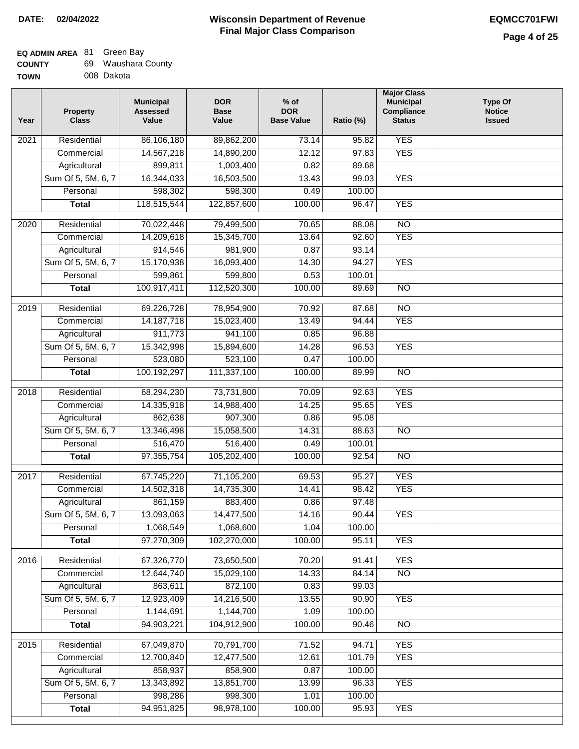**DATE:** 02/04/2022

# Wisconsin Department of Revenue
## Final Major Class Comparison

**EQMCC701FWI**

**EQ ADMIN AREA** 81 Green Bay
**COUNTY** 69 Waushara County
**TOWN** 008 Dakota

| Year | Property Class | Municipal Assessed Value | DOR Base Value | % of DOR Base Value | Ratio (%) | Major Class Municipal Compliance Status | Type Of Notice Issued |
|---|---|---|---|---|---|---|---|
| 2021 | Residential | 86,106,180 | 89,862,200 | 73.14 | 95.82 | YES | |
| | Commercial | 14,567,218 | 14,890,200 | 12.12 | 97.83 | YES | |
| | Agricultural | 899,811 | 1,003,400 | 0.82 | 89.68 | | |
| | Sum Of 5, 5M, 6, 7 | 16,344,033 | 16,503,500 | 13.43 | 99.03 | YES | |
| | Personal | 598,302 | 598,300 | 0.49 | 100.00 | | |
| | **Total** | 118,515,544 | 122,857,600 | 100.00 | 96.47 | YES | |
| 2020 | Residential | 70,022,448 | 79,499,500 | 70.65 | 88.08 | NO | |
| | Commercial | 14,209,618 | 15,345,700 | 13.64 | 92.60 | YES | |
| | Agricultural | 914,546 | 981,900 | 0.87 | 93.14 | | |
| | Sum Of 5, 5M, 6, 7 | 15,170,938 | 16,093,400 | 14.30 | 94.27 | YES | |
| | Personal | 599,861 | 599,800 | 0.53 | 100.01 | | |
| | **Total** | 100,917,411 | 112,520,300 | 100.00 | 89.69 | NO | |
| 2019 | Residential | 69,226,728 | 78,954,900 | 70.92 | 87.68 | NO | |
| | Commercial | 14,187,718 | 15,023,400 | 13.49 | 94.44 | YES | |
| | Agricultural | 911,773 | 941,100 | 0.85 | 96.88 | | |
| | Sum Of 5, 5M, 6, 7 | 15,342,998 | 15,894,600 | 14.28 | 96.53 | YES | |
| | Personal | 523,080 | 523,100 | 0.47 | 100.00 | | |
| | **Total** | 100,192,297 | 111,337,100 | 100.00 | 89.99 | NO | |
| 2018 | Residential | 68,294,230 | 73,731,800 | 70.09 | 92.63 | YES | |
| | Commercial | 14,335,918 | 14,988,400 | 14.25 | 95.65 | YES | |
| | Agricultural | 862,638 | 907,300 | 0.86 | 95.08 | | |
| | Sum Of 5, 5M, 6, 7 | 13,346,498 | 15,058,500 | 14.31 | 88.63 | NO | |
| | Personal | 516,470 | 516,400 | 0.49 | 100.01 | | |
| | **Total** | 97,355,754 | 105,202,400 | 100.00 | 92.54 | NO | |
| 2017 | Residential | 67,745,220 | 71,105,200 | 69.53 | 95.27 | YES | |
| | Commercial | 14,502,318 | 14,735,300 | 14.41 | 98.42 | YES | |
| | Agricultural | 861,159 | 883,400 | 0.86 | 97.48 | | |
| | Sum Of 5, 5M, 6, 7 | 13,093,063 | 14,477,500 | 14.16 | 90.44 | YES | |
| | Personal | 1,068,549 | 1,068,600 | 1.04 | 100.00 | | |
| | **Total** | 97,270,309 | 102,270,000 | 100.00 | 95.11 | YES | |
| 2016 | Residential | 67,326,770 | 73,650,500 | 70.20 | 91.41 | YES | |
| | Commercial | 12,644,740 | 15,029,100 | 14.33 | 84.14 | NO | |
| | Agricultural | 863,611 | 872,100 | 0.83 | 99.03 | | |
| | Sum Of 5, 5M, 6, 7 | 12,923,409 | 14,216,500 | 13.55 | 90.90 | YES | |
| | Personal | 1,144,691 | 1,144,700 | 1.09 | 100.00 | | |
| | **Total** | 94,903,221 | 104,912,900 | 100.00 | 90.46 | NO | |
| 2015 | Residential | 67,049,870 | 70,791,700 | 71.52 | 94.71 | YES | |
| | Commercial | 12,700,840 | 12,477,500 | 12.61 | 101.79 | YES | |
| | Agricultural | 858,937 | 858,900 | 0.87 | 100.00 | | |
| | Sum Of 5, 5M, 6, 7 | 13,343,892 | 13,851,700 | 13.99 | 96.33 | YES | |
| | Personal | 998,286 | 998,300 | 1.01 | 100.00 | | |
| | **Total** | 94,951,825 | 98,978,100 | 100.00 | 95.93 | YES | |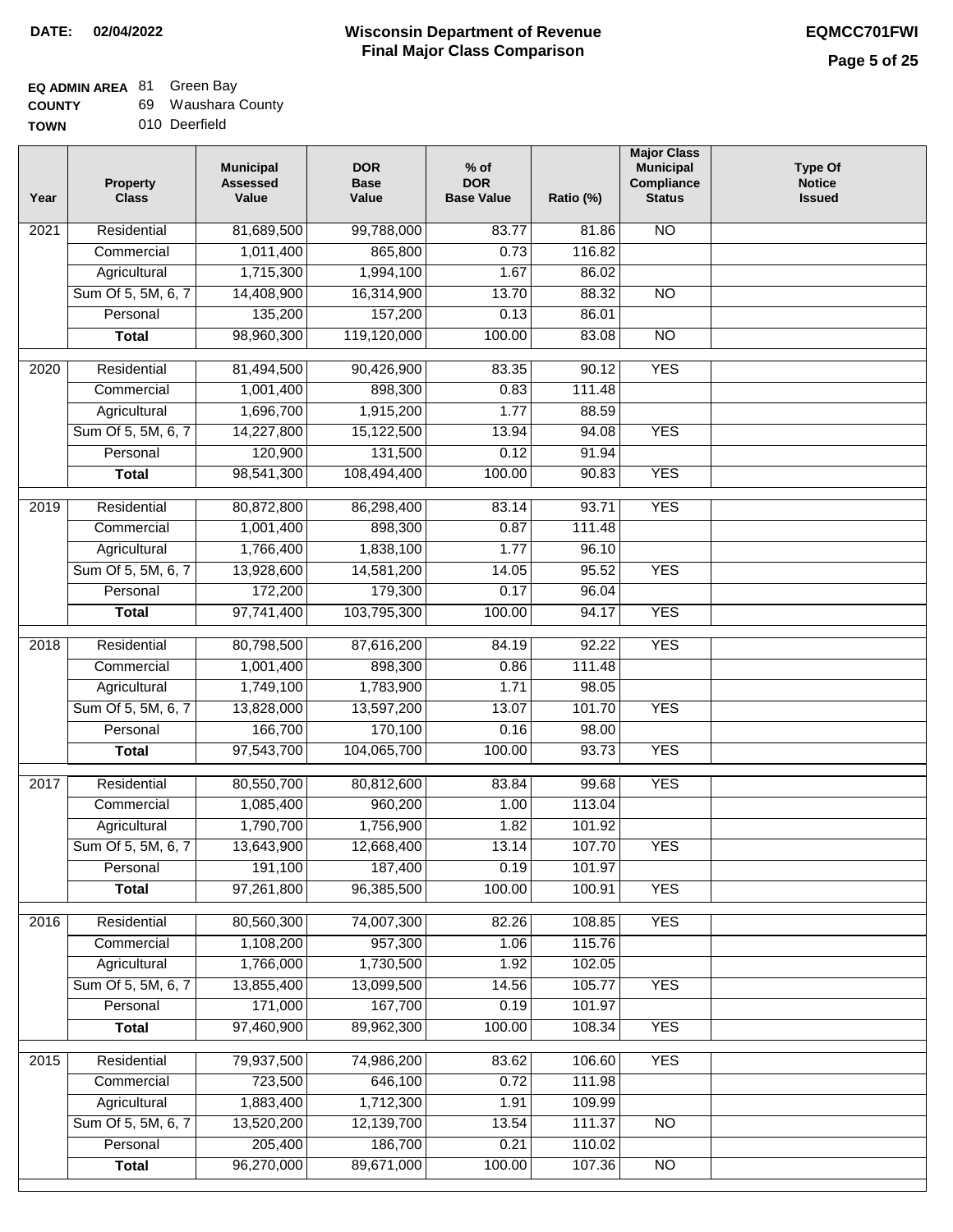# Wisconsin Department of Revenue
# Final Major Class Comparison

**DATE:** 02/04/2022

**EQMCC701FWI**

**EQ ADMIN AREA** 81 Green Bay
**COUNTY** 69 Waushara County
**TOWN** 010 Deerfield

| Year | Property Class | Municipal Assessed Value | DOR Base Value | % of DOR Base Value | Ratio (%) | Major Class Municipal Compliance Status | Type Of Notice Issued |
|---|---|---|---|---|---|---|---|
| 2021 | Residential | 81,689,500 | 99,788,000 | 83.77 | 81.86 | NO | |
| | Commercial | 1,011,400 | 865,800 | 0.73 | 116.82 | | |
| | Agricultural | 1,715,300 | 1,994,100 | 1.67 | 86.02 | | |
| | Sum Of 5, 5M, 6, 7 | 14,408,900 | 16,314,900 | 13.70 | 88.32 | NO | |
| | Personal | 135,200 | 157,200 | 0.13 | 86.01 | | |
| | **Total** | 98,960,300 | 119,120,000 | 100.00 | 83.08 | NO | |
| 2020 | Residential | 81,494,500 | 90,426,900 | 83.35 | 90.12 | YES | |
| | Commercial | 1,001,400 | 898,300 | 0.83 | 111.48 | | |
| | Agricultural | 1,696,700 | 1,915,200 | 1.77 | 88.59 | | |
| | Sum Of 5, 5M, 6, 7 | 14,227,800 | 15,122,500 | 13.94 | 94.08 | YES | |
| | Personal | 120,900 | 131,500 | 0.12 | 91.94 | | |
| | **Total** | 98,541,300 | 108,494,400 | 100.00 | 90.83 | YES | |
| 2019 | Residential | 80,872,800 | 86,298,400 | 83.14 | 93.71 | YES | |
| | Commercial | 1,001,400 | 898,300 | 0.87 | 111.48 | | |
| | Agricultural | 1,766,400 | 1,838,100 | 1.77 | 96.10 | | |
| | Sum Of 5, 5M, 6, 7 | 13,928,600 | 14,581,200 | 14.05 | 95.52 | YES | |
| | Personal | 172,200 | 179,300 | 0.17 | 96.04 | | |
| | **Total** | 97,741,400 | 103,795,300 | 100.00 | 94.17 | YES | |
| 2018 | Residential | 80,798,500 | 87,616,200 | 84.19 | 92.22 | YES | |
| | Commercial | 1,001,400 | 898,300 | 0.86 | 111.48 | | |
| | Agricultural | 1,749,100 | 1,783,900 | 1.71 | 98.05 | | |
| | Sum Of 5, 5M, 6, 7 | 13,828,000 | 13,597,200 | 13.07 | 101.70 | YES | |
| | Personal | 166,700 | 170,100 | 0.16 | 98.00 | | |
| | **Total** | 97,543,700 | 104,065,700 | 100.00 | 93.73 | YES | |
| 2017 | Residential | 80,550,700 | 80,812,600 | 83.84 | 99.68 | YES | |
| | Commercial | 1,085,400 | 960,200 | 1.00 | 113.04 | | |
| | Agricultural | 1,790,700 | 1,756,900 | 1.82 | 101.92 | | |
| | Sum Of 5, 5M, 6, 7 | 13,643,900 | 12,668,400 | 13.14 | 107.70 | YES | |
| | Personal | 191,100 | 187,400 | 0.19 | 101.97 | | |
| | **Total** | 97,261,800 | 96,385,500 | 100.00 | 100.91 | YES | |
| 2016 | Residential | 80,560,300 | 74,007,300 | 82.26 | 108.85 | YES | |
| | Commercial | 1,108,200 | 957,300 | 1.06 | 115.76 | | |
| | Agricultural | 1,766,000 | 1,730,500 | 1.92 | 102.05 | | |
| | Sum Of 5, 5M, 6, 7 | 13,855,400 | 13,099,500 | 14.56 | 105.77 | YES | |
| | Personal | 171,000 | 167,700 | 0.19 | 101.97 | | |
| | **Total** | 97,460,900 | 89,962,300 | 100.00 | 108.34 | YES | |
| 2015 | Residential | 79,937,500 | 74,986,200 | 83.62 | 106.60 | YES | |
| | Commercial | 723,500 | 646,100 | 0.72 | 111.98 | | |
| | Agricultural | 1,883,400 | 1,712,300 | 1.91 | 109.99 | | |
| | Sum Of 5, 5M, 6, 7 | 13,520,200 | 12,139,700 | 13.54 | 111.37 | NO | |
| | Personal | 205,400 | 186,700 | 0.21 | 110.02 | | |
| | **Total** | 96,270,000 | 89,671,000 | 100.00 | 107.36 | NO | |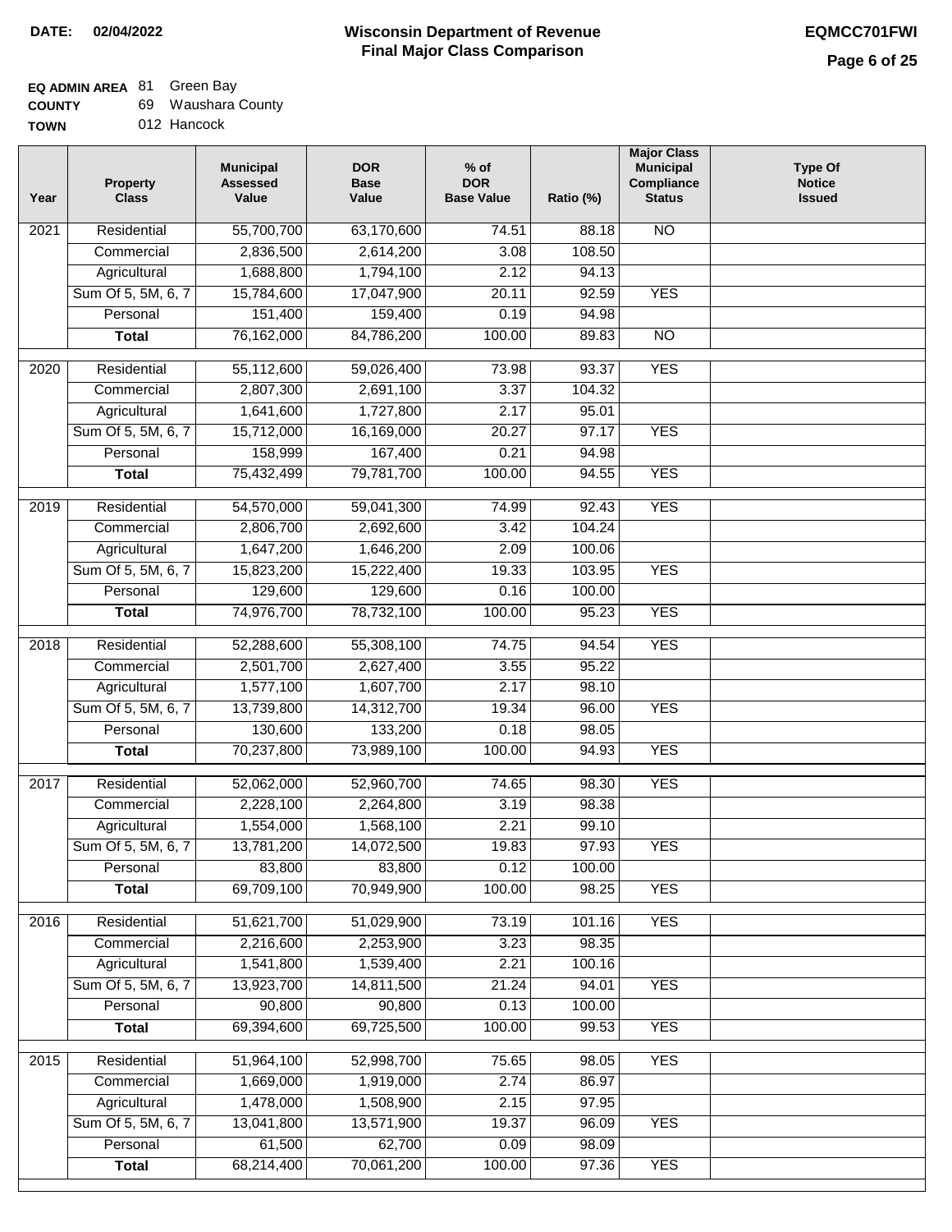**DATE:** 02/04/2022

# Wisconsin Department of Revenue
## Final Major Class Comparison

**EQMCC701FWI**

**EQ ADMIN AREA** 81 Green Bay
**COUNTY** 69 Waushara County
**TOWN** 012 Hancock

| Year | Property Class | Municipal Assessed Value | DOR Base Value | % of DOR Base Value | Ratio (%) | Major Class Municipal Compliance Status | Type Of Notice Issued |
|---|---|---|---|---|---|---|---|
| 2021 | Residential | 55,700,700 | 63,170,600 | 74.51 | 88.18 | NO | |
| | Commercial | 2,836,500 | 2,614,200 | 3.08 | 108.50 | | |
| | Agricultural | 1,688,800 | 1,794,100 | 2.12 | 94.13 | | |
| | Sum Of 5, 5M, 6, 7 | 15,784,600 | 17,047,900 | 20.11 | 92.59 | YES | |
| | Personal | 151,400 | 159,400 | 0.19 | 94.98 | | |
| | **Total** | 76,162,000 | 84,786,200 | 100.00 | 89.83 | NO | |
| 2020 | Residential | 55,112,600 | 59,026,400 | 73.98 | 93.37 | YES | |
| | Commercial | 2,807,300 | 2,691,100 | 3.37 | 104.32 | | |
| | Agricultural | 1,641,600 | 1,727,800 | 2.17 | 95.01 | | |
| | Sum Of 5, 5M, 6, 7 | 15,712,000 | 16,169,000 | 20.27 | 97.17 | YES | |
| | Personal | 158,999 | 167,400 | 0.21 | 94.98 | | |
| | **Total** | 75,432,499 | 79,781,700 | 100.00 | 94.55 | YES | |
| 2019 | Residential | 54,570,000 | 59,041,300 | 74.99 | 92.43 | YES | |
| | Commercial | 2,806,700 | 2,692,600 | 3.42 | 104.24 | | |
| | Agricultural | 1,647,200 | 1,646,200 | 2.09 | 100.06 | | |
| | Sum Of 5, 5M, 6, 7 | 15,823,200 | 15,222,400 | 19.33 | 103.95 | YES | |
| | Personal | 129,600 | 129,600 | 0.16 | 100.00 | | |
| | **Total** | 74,976,700 | 78,732,100 | 100.00 | 95.23 | YES | |
| 2018 | Residential | 52,288,600 | 55,308,100 | 74.75 | 94.54 | YES | |
| | Commercial | 2,501,700 | 2,627,400 | 3.55 | 95.22 | | |
| | Agricultural | 1,577,100 | 1,607,700 | 2.17 | 98.10 | | |
| | Sum Of 5, 5M, 6, 7 | 13,739,800 | 14,312,700 | 19.34 | 96.00 | YES | |
| | Personal | 130,600 | 133,200 | 0.18 | 98.05 | | |
| | **Total** | 70,237,800 | 73,989,100 | 100.00 | 94.93 | YES | |
| 2017 | Residential | 52,062,000 | 52,960,700 | 74.65 | 98.30 | YES | |
| | Commercial | 2,228,100 | 2,264,800 | 3.19 | 98.38 | | |
| | Agricultural | 1,554,000 | 1,568,100 | 2.21 | 99.10 | | |
| | Sum Of 5, 5M, 6, 7 | 13,781,200 | 14,072,500 | 19.83 | 97.93 | YES | |
| | Personal | 83,800 | 83,800 | 0.12 | 100.00 | | |
| | **Total** | 69,709,100 | 70,949,900 | 100.00 | 98.25 | YES | |
| 2016 | Residential | 51,621,700 | 51,029,900 | 73.19 | 101.16 | YES | |
| | Commercial | 2,216,600 | 2,253,900 | 3.23 | 98.35 | | |
| | Agricultural | 1,541,800 | 1,539,400 | 2.21 | 100.16 | | |
| | Sum Of 5, 5M, 6, 7 | 13,923,700 | 14,811,500 | 21.24 | 94.01 | YES | |
| | Personal | 90,800 | 90,800 | 0.13 | 100.00 | | |
| | **Total** | 69,394,600 | 69,725,500 | 100.00 | 99.53 | YES | |
| 2015 | Residential | 51,964,100 | 52,998,700 | 75.65 | 98.05 | YES | |
| | Commercial | 1,669,000 | 1,919,000 | 2.74 | 86.97 | | |
| | Agricultural | 1,478,000 | 1,508,900 | 2.15 | 97.95 | | |
| | Sum Of 5, 5M, 6, 7 | 13,041,800 | 13,571,900 | 19.37 | 96.09 | YES | |
| | Personal | 61,500 | 62,700 | 0.09 | 98.09 | | |
| | **Total** | 68,214,400 | 70,061,200 | 100.00 | 97.36 | YES | |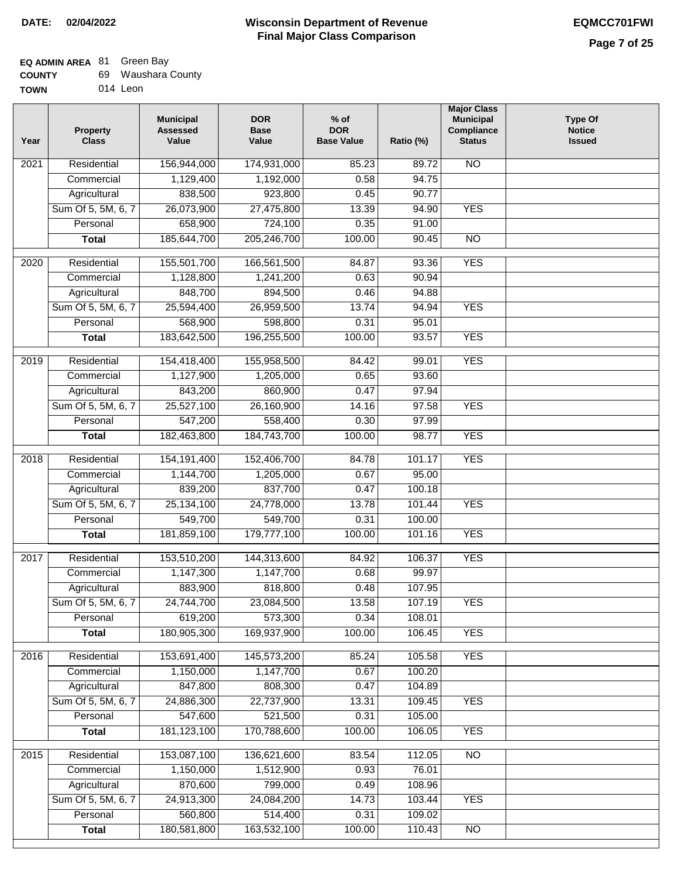**DATE: 02/04/2022**

# Wisconsin Department of Revenue
## Final Major Class Comparison

**EQMCC701FWI**

**EQ ADMIN AREA** 81 Green Bay
**COUNTY** 69 Waushara County
**TOWN** 014 Leon

| Year | Property Class | Municipal Assessed Value | DOR Base Value | % of DOR Base Value | Ratio (%) | Major Class Municipal Compliance Status | Type Of Notice Issued |
|---|---|---|---|---|---|---|---|
| 2021 | Residential | 156,944,000 | 174,931,000 | 85.23 | 89.72 | NO | |
| | Commercial | 1,129,400 | 1,192,000 | 0.58 | 94.75 | | |
| | Agricultural | 838,500 | 923,800 | 0.45 | 90.77 | | |
| | Sum Of 5, 5M, 6, 7 | 26,073,900 | 27,475,800 | 13.39 | 94.90 | YES | |
| | Personal | 658,900 | 724,100 | 0.35 | 91.00 | | |
| | **Total** | 185,644,700 | 205,246,700 | 100.00 | 90.45 | NO | |
| 2020 | Residential | 155,501,700 | 166,561,500 | 84.87 | 93.36 | YES | |
| | Commercial | 1,128,800 | 1,241,200 | 0.63 | 90.94 | | |
| | Agricultural | 848,700 | 894,500 | 0.46 | 94.88 | | |
| | Sum Of 5, 5M, 6, 7 | 25,594,400 | 26,959,500 | 13.74 | 94.94 | YES | |
| | Personal | 568,900 | 598,800 | 0.31 | 95.01 | | |
| | **Total** | 183,642,500 | 196,255,500 | 100.00 | 93.57 | YES | |
| 2019 | Residential | 154,418,400 | 155,958,500 | 84.42 | 99.01 | YES | |
| | Commercial | 1,127,900 | 1,205,000 | 0.65 | 93.60 | | |
| | Agricultural | 843,200 | 860,900 | 0.47 | 97.94 | | |
| | Sum Of 5, 5M, 6, 7 | 25,527,100 | 26,160,900 | 14.16 | 97.58 | YES | |
| | Personal | 547,200 | 558,400 | 0.30 | 97.99 | | |
| | **Total** | 182,463,800 | 184,743,700 | 100.00 | 98.77 | YES | |
| 2018 | Residential | 154,191,400 | 152,406,700 | 84.78 | 101.17 | YES | |
| | Commercial | 1,144,700 | 1,205,000 | 0.67 | 95.00 | | |
| | Agricultural | 839,200 | 837,700 | 0.47 | 100.18 | | |
| | Sum Of 5, 5M, 6, 7 | 25,134,100 | 24,778,000 | 13.78 | 101.44 | YES | |
| | Personal | 549,700 | 549,700 | 0.31 | 100.00 | | |
| | **Total** | 181,859,100 | 179,777,100 | 100.00 | 101.16 | YES | |
| 2017 | Residential | 153,510,200 | 144,313,600 | 84.92 | 106.37 | YES | |
| | Commercial | 1,147,300 | 1,147,700 | 0.68 | 99.97 | | |
| | Agricultural | 883,900 | 818,800 | 0.48 | 107.95 | | |
| | Sum Of 5, 5M, 6, 7 | 24,744,700 | 23,084,500 | 13.58 | 107.19 | YES | |
| | Personal | 619,200 | 573,300 | 0.34 | 108.01 | | |
| | **Total** | 180,905,300 | 169,937,900 | 100.00 | 106.45 | YES | |
| 2016 | Residential | 153,691,400 | 145,573,200 | 85.24 | 105.58 | YES | |
| | Commercial | 1,150,000 | 1,147,700 | 0.67 | 100.20 | | |
| | Agricultural | 847,800 | 808,300 | 0.47 | 104.89 | | |
| | Sum Of 5, 5M, 6, 7 | 24,886,300 | 22,737,900 | 13.31 | 109.45 | YES | |
| | Personal | 547,600 | 521,500 | 0.31 | 105.00 | | |
| | **Total** | 181,123,100 | 170,788,600 | 100.00 | 106.05 | YES | |
| 2015 | Residential | 153,087,100 | 136,621,600 | 83.54 | 112.05 | NO | |
| | Commercial | 1,150,000 | 1,512,900 | 0.93 | 76.01 | | |
| | Agricultural | 870,600 | 799,000 | 0.49 | 108.96 | | |
| | Sum Of 5, 5M, 6, 7 | 24,913,300 | 24,084,200 | 14.73 | 103.44 | YES | |
| | Personal | 560,800 | 514,400 | 0.31 | 109.02 | | |
| | **Total** | 180,581,800 | 163,532,100 | 100.00 | 110.43 | NO | |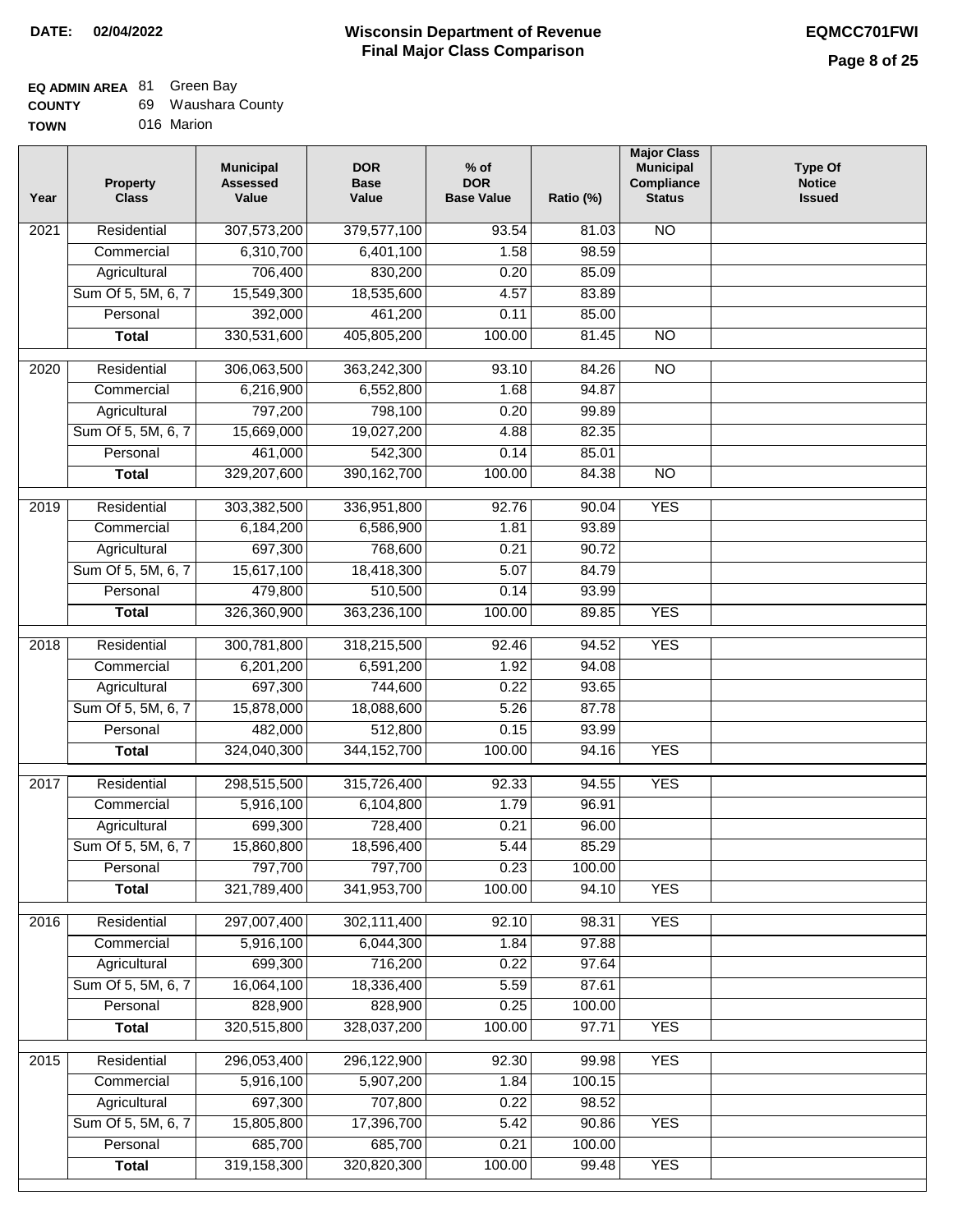**DATE: 02/04/2022**

# Wisconsin Department of Revenue
## Final Major Class Comparison

**EQMCC701FWI**

**EQ ADMIN AREA** 81 Green Bay
**COUNTY** 69 Waushara County
**TOWN** 016 Marion

| Year | Property Class | Municipal Assessed Value | DOR Base Value | % of DOR Base Value | Ratio (%) | Major Class Municipal Compliance Status | Type Of Notice Issued |
|---|---|---|---|---|---|---|---|
| 2021 | Residential | 307,573,200 | 379,577,100 | 93.54 | 81.03 | NO | |
| | Commercial | 6,310,700 | 6,401,100 | 1.58 | 98.59 | | |
| | Agricultural | 706,400 | 830,200 | 0.20 | 85.09 | | |
| | Sum Of 5, 5M, 6, 7 | 15,549,300 | 18,535,600 | 4.57 | 83.89 | | |
| | Personal | 392,000 | 461,200 | 0.11 | 85.00 | | |
| | **Total** | 330,531,600 | 405,805,200 | 100.00 | 81.45 | NO | |
| 2020 | Residential | 306,063,500 | 363,242,300 | 93.10 | 84.26 | NO | |
| | Commercial | 6,216,900 | 6,552,800 | 1.68 | 94.87 | | |
| | Agricultural | 797,200 | 798,100 | 0.20 | 99.89 | | |
| | Sum Of 5, 5M, 6, 7 | 15,669,000 | 19,027,200 | 4.88 | 82.35 | | |
| | Personal | 461,000 | 542,300 | 0.14 | 85.01 | | |
| | **Total** | 329,207,600 | 390,162,700 | 100.00 | 84.38 | NO | |
| 2019 | Residential | 303,382,500 | 336,951,800 | 92.76 | 90.04 | YES | |
| | Commercial | 6,184,200 | 6,586,900 | 1.81 | 93.89 | | |
| | Agricultural | 697,300 | 768,600 | 0.21 | 90.72 | | |
| | Sum Of 5, 5M, 6, 7 | 15,617,100 | 18,418,300 | 5.07 | 84.79 | | |
| | Personal | 479,800 | 510,500 | 0.14 | 93.99 | | |
| | **Total** | 326,360,900 | 363,236,100 | 100.00 | 89.85 | YES | |
| 2018 | Residential | 300,781,800 | 318,215,500 | 92.46 | 94.52 | YES | |
| | Commercial | 6,201,200 | 6,591,200 | 1.92 | 94.08 | | |
| | Agricultural | 697,300 | 744,600 | 0.22 | 93.65 | | |
| | Sum Of 5, 5M, 6, 7 | 15,878,000 | 18,088,600 | 5.26 | 87.78 | | |
| | Personal | 482,000 | 512,800 | 0.15 | 93.99 | | |
| | **Total** | 324,040,300 | 344,152,700 | 100.00 | 94.16 | YES | |
| 2017 | Residential | 298,515,500 | 315,726,400 | 92.33 | 94.55 | YES | |
| | Commercial | 5,916,100 | 6,104,800 | 1.79 | 96.91 | | |
| | Agricultural | 699,300 | 728,400 | 0.21 | 96.00 | | |
| | Sum Of 5, 5M, 6, 7 | 15,860,800 | 18,596,400 | 5.44 | 85.29 | | |
| | Personal | 797,700 | 797,700 | 0.23 | 100.00 | | |
| | **Total** | 321,789,400 | 341,953,700 | 100.00 | 94.10 | YES | |
| 2016 | Residential | 297,007,400 | 302,111,400 | 92.10 | 98.31 | YES | |
| | Commercial | 5,916,100 | 6,044,300 | 1.84 | 97.88 | | |
| | Agricultural | 699,300 | 716,200 | 0.22 | 97.64 | | |
| | Sum Of 5, 5M, 6, 7 | 16,064,100 | 18,336,400 | 5.59 | 87.61 | | |
| | Personal | 828,900 | 828,900 | 0.25 | 100.00 | | |
| | **Total** | 320,515,800 | 328,037,200 | 100.00 | 97.71 | YES | |
| 2015 | Residential | 296,053,400 | 296,122,900 | 92.30 | 99.98 | YES | |
| | Commercial | 5,916,100 | 5,907,200 | 1.84 | 100.15 | | |
| | Agricultural | 697,300 | 707,800 | 0.22 | 98.52 | | |
| | Sum Of 5, 5M, 6, 7 | 15,805,800 | 17,396,700 | 5.42 | 90.86 | YES | |
| | Personal | 685,700 | 685,700 | 0.21 | 100.00 | | |
| | **Total** | 319,158,300 | 320,820,300 | 100.00 | 99.48 | YES | |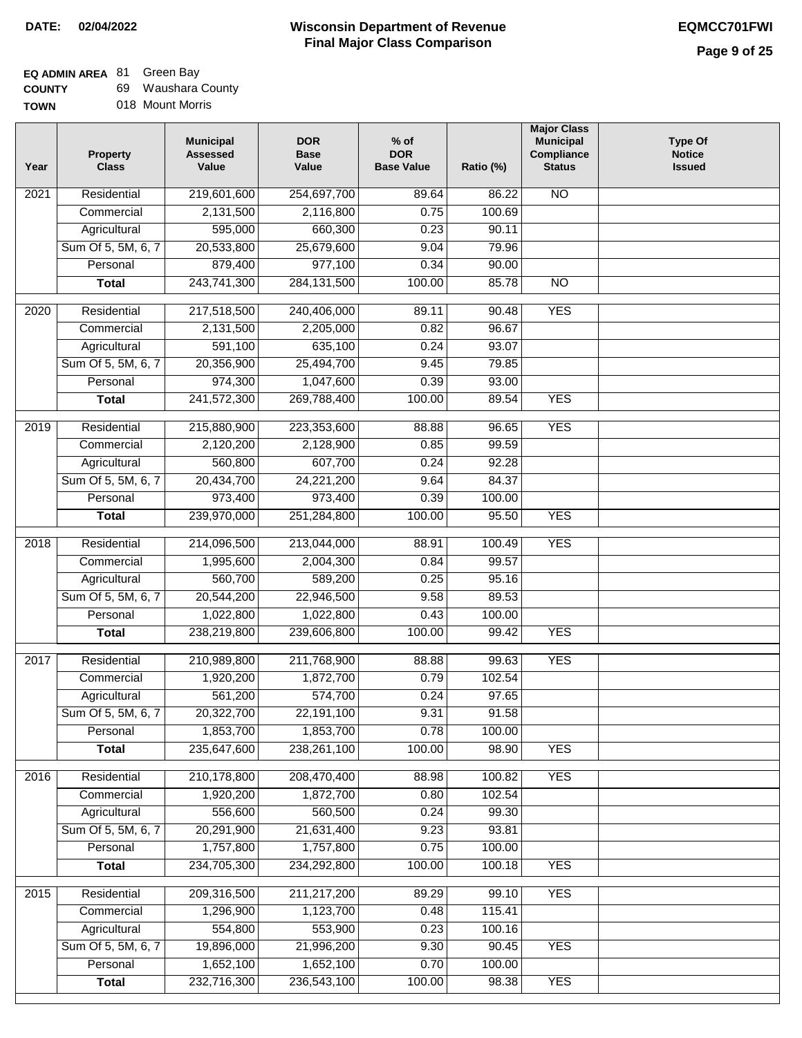**DATE:** 02/04/2022

# Wisconsin Department of Revenue
## Final Major Class Comparison

**EQMCC701FWI**

**EQ ADMIN AREA** 81 Green Bay
**COUNTY** 69 Waushara County
**TOWN** 018 Mount Morris

| Year | Property Class | Municipal Assessed Value | DOR Base Value | % of DOR Base Value | Ratio (%) | Major Class Municipal Compliance Status | Type Of Notice Issued |
|---|---|---|---|---|---|---|---|
| 2021 | Residential | 219,601,600 | 254,697,700 | 89.64 | 86.22 | NO | |
| | Commercial | 2,131,500 | 2,116,800 | 0.75 | 100.69 | | |
| | Agricultural | 595,000 | 660,300 | 0.23 | 90.11 | | |
| | Sum Of 5, 5M, 6, 7 | 20,533,800 | 25,679,600 | 9.04 | 79.96 | | |
| | Personal | 879,400 | 977,100 | 0.34 | 90.00 | | |
| | **Total** | 243,741,300 | 284,131,500 | 100.00 | 85.78 | NO | |
| 2020 | Residential | 217,518,500 | 240,406,000 | 89.11 | 90.48 | YES | |
| | Commercial | 2,131,500 | 2,205,000 | 0.82 | 96.67 | | |
| | Agricultural | 591,100 | 635,100 | 0.24 | 93.07 | | |
| | Sum Of 5, 5M, 6, 7 | 20,356,900 | 25,494,700 | 9.45 | 79.85 | | |
| | Personal | 974,300 | 1,047,600 | 0.39 | 93.00 | | |
| | **Total** | 241,572,300 | 269,788,400 | 100.00 | 89.54 | YES | |
| 2019 | Residential | 215,880,900 | 223,353,600 | 88.88 | 96.65 | YES | |
| | Commercial | 2,120,200 | 2,128,900 | 0.85 | 99.59 | | |
| | Agricultural | 560,800 | 607,700 | 0.24 | 92.28 | | |
| | Sum Of 5, 5M, 6, 7 | 20,434,700 | 24,221,200 | 9.64 | 84.37 | | |
| | Personal | 973,400 | 973,400 | 0.39 | 100.00 | | |
| | **Total** | 239,970,000 | 251,284,800 | 100.00 | 95.50 | YES | |
| 2018 | Residential | 214,096,500 | 213,044,000 | 88.91 | 100.49 | YES | |
| | Commercial | 1,995,600 | 2,004,300 | 0.84 | 99.57 | | |
| | Agricultural | 560,700 | 589,200 | 0.25 | 95.16 | | |
| | Sum Of 5, 5M, 6, 7 | 20,544,200 | 22,946,500 | 9.58 | 89.53 | | |
| | Personal | 1,022,800 | 1,022,800 | 0.43 | 100.00 | | |
| | **Total** | 238,219,800 | 239,606,800 | 100.00 | 99.42 | YES | |
| 2017 | Residential | 210,989,800 | 211,768,900 | 88.88 | 99.63 | YES | |
| | Commercial | 1,920,200 | 1,872,700 | 0.79 | 102.54 | | |
| | Agricultural | 561,200 | 574,700 | 0.24 | 97.65 | | |
| | Sum Of 5, 5M, 6, 7 | 20,322,700 | 22,191,100 | 9.31 | 91.58 | | |
| | Personal | 1,853,700 | 1,853,700 | 0.78 | 100.00 | | |
| | **Total** | 235,647,600 | 238,261,100 | 100.00 | 98.90 | YES | |
| 2016 | Residential | 210,178,800 | 208,470,400 | 88.98 | 100.82 | YES | |
| | Commercial | 1,920,200 | 1,872,700 | 0.80 | 102.54 | | |
| | Agricultural | 556,600 | 560,500 | 0.24 | 99.30 | | |
| | Sum Of 5, 5M, 6, 7 | 20,291,900 | 21,631,400 | 9.23 | 93.81 | | |
| | Personal | 1,757,800 | 1,757,800 | 0.75 | 100.00 | | |
| | **Total** | 234,705,300 | 234,292,800 | 100.00 | 100.18 | YES | |
| 2015 | Residential | 209,316,500 | 211,217,200 | 89.29 | 99.10 | YES | |
| | Commercial | 1,296,900 | 1,123,700 | 0.48 | 115.41 | | |
| | Agricultural | 554,800 | 553,900 | 0.23 | 100.16 | | |
| | Sum Of 5, 5M, 6, 7 | 19,896,000 | 21,996,200 | 9.30 | 90.45 | YES | |
| | Personal | 1,652,100 | 1,652,100 | 0.70 | 100.00 | | |
| | **Total** | 232,716,300 | 236,543,100 | 100.00 | 98.38 | YES | |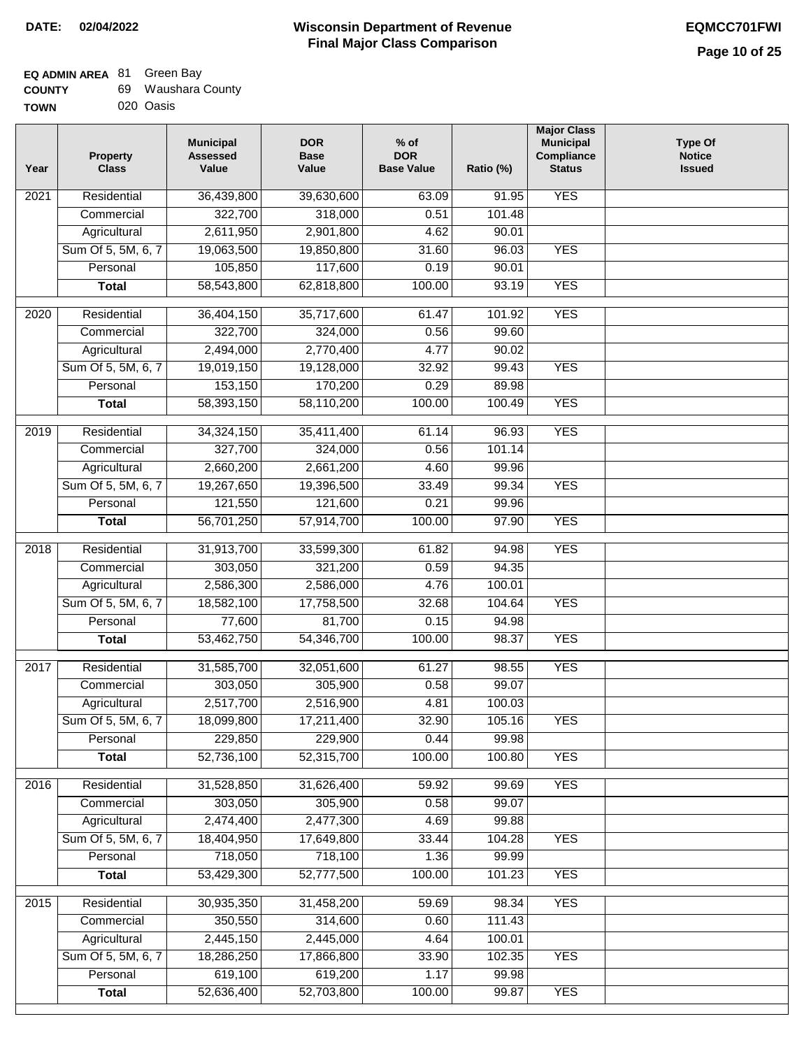**DATE: 02/04/2022**

# Wisconsin Department of Revenue Final Major Class Comparison

**EQMCC701FWI**

**EQ ADMIN AREA** 81 Green Bay
**COUNTY** 69 Waushara County
**TOWN** 020 Oasis

| Year | Property Class | Municipal Assessed Value | DOR Base Value | % of DOR Base Value | Ratio (%) | Major Class Municipal Compliance Status | Type Of Notice Issued |
|---|---|---|---|---|---|---|---|
| 2021 | Residential | 36,439,800 | 39,630,600 | 63.09 | 91.95 | YES | |
| | Commercial | 322,700 | 318,000 | 0.51 | 101.48 | | |
| | Agricultural | 2,611,950 | 2,901,800 | 4.62 | 90.01 | | |
| | Sum Of 5, 5M, 6, 7 | 19,063,500 | 19,850,800 | 31.60 | 96.03 | YES | |
| | Personal | 105,850 | 117,600 | 0.19 | 90.01 | | |
| | **Total** | 58,543,800 | 62,818,800 | 100.00 | 93.19 | YES | |
| 2020 | Residential | 36,404,150 | 35,717,600 | 61.47 | 101.92 | YES | |
| | Commercial | 322,700 | 324,000 | 0.56 | 99.60 | | |
| | Agricultural | 2,494,000 | 2,770,400 | 4.77 | 90.02 | | |
| | Sum Of 5, 5M, 6, 7 | 19,019,150 | 19,128,000 | 32.92 | 99.43 | YES | |
| | Personal | 153,150 | 170,200 | 0.29 | 89.98 | | |
| | **Total** | 58,393,150 | 58,110,200 | 100.00 | 100.49 | YES | |
| 2019 | Residential | 34,324,150 | 35,411,400 | 61.14 | 96.93 | YES | |
| | Commercial | 327,700 | 324,000 | 0.56 | 101.14 | | |
| | Agricultural | 2,660,200 | 2,661,200 | 4.60 | 99.96 | | |
| | Sum Of 5, 5M, 6, 7 | 19,267,650 | 19,396,500 | 33.49 | 99.34 | YES | |
| | Personal | 121,550 | 121,600 | 0.21 | 99.96 | | |
| | **Total** | 56,701,250 | 57,914,700 | 100.00 | 97.90 | YES | |
| 2018 | Residential | 31,913,700 | 33,599,300 | 61.82 | 94.98 | YES | |
| | Commercial | 303,050 | 321,200 | 0.59 | 94.35 | | |
| | Agricultural | 2,586,300 | 2,586,000 | 4.76 | 100.01 | | |
| | Sum Of 5, 5M, 6, 7 | 18,582,100 | 17,758,500 | 32.68 | 104.64 | YES | |
| | Personal | 77,600 | 81,700 | 0.15 | 94.98 | | |
| | **Total** | 53,462,750 | 54,346,700 | 100.00 | 98.37 | YES | |
| 2017 | Residential | 31,585,700 | 32,051,600 | 61.27 | 98.55 | YES | |
| | Commercial | 303,050 | 305,900 | 0.58 | 99.07 | | |
| | Agricultural | 2,517,700 | 2,516,900 | 4.81 | 100.03 | | |
| | Sum Of 5, 5M, 6, 7 | 18,099,800 | 17,211,400 | 32.90 | 105.16 | YES | |
| | Personal | 229,850 | 229,900 | 0.44 | 99.98 | | |
| | **Total** | 52,736,100 | 52,315,700 | 100.00 | 100.80 | YES | |
| 2016 | Residential | 31,528,850 | 31,626,400 | 59.92 | 99.69 | YES | |
| | Commercial | 303,050 | 305,900 | 0.58 | 99.07 | | |
| | Agricultural | 2,474,400 | 2,477,300 | 4.69 | 99.88 | | |
| | Sum Of 5, 5M, 6, 7 | 18,404,950 | 17,649,800 | 33.44 | 104.28 | YES | |
| | Personal | 718,050 | 718,100 | 1.36 | 99.99 | | |
| | **Total** | 53,429,300 | 52,777,500 | 100.00 | 101.23 | YES | |
| 2015 | Residential | 30,935,350 | 31,458,200 | 59.69 | 98.34 | YES | |
| | Commercial | 350,550 | 314,600 | 0.60 | 111.43 | | |
| | Agricultural | 2,445,150 | 2,445,000 | 4.64 | 100.01 | | |
| | Sum Of 5, 5M, 6, 7 | 18,286,250 | 17,866,800 | 33.90 | 102.35 | YES | |
| | Personal | 619,100 | 619,200 | 1.17 | 99.98 | | |
| | **Total** | 52,636,400 | 52,703,800 | 100.00 | 99.87 | YES | |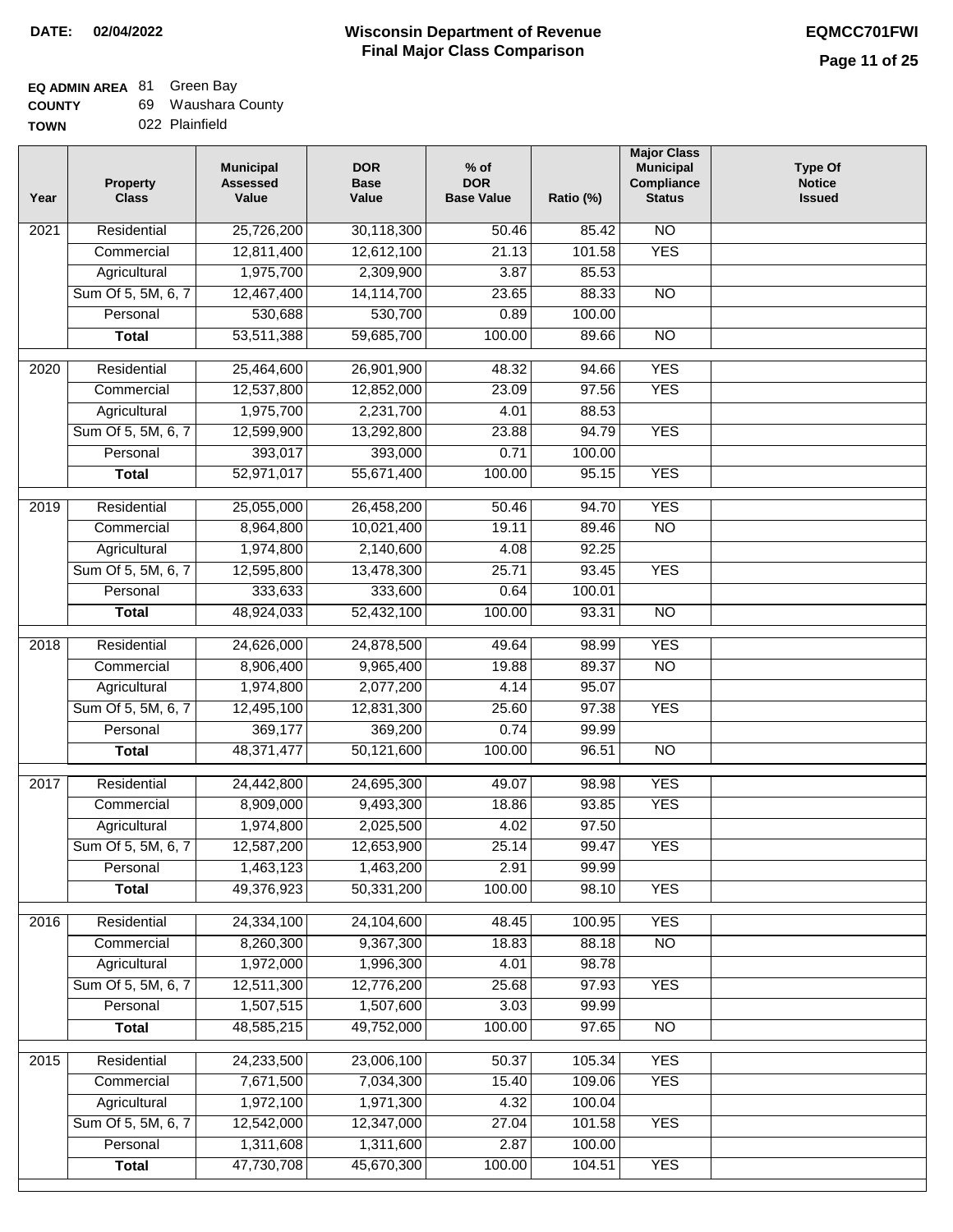**DATE: 02/04/2022**

# Wisconsin Department of Revenue
## Final Major Class Comparison

**EQMCC701FWI**

**EQ ADMIN AREA** 81 Green Bay
**COUNTY** 69 Waushara County
**TOWN** 022 Plainfield

| Year | Property Class | Municipal Assessed Value | DOR Base Value | % of DOR Base Value | Ratio (%) | Major Class Municipal Compliance Status | Type Of Notice Issued |
|---|---|---|---|---|---|---|---|
| 2021 | Residential | 25,726,200 | 30,118,300 | 50.46 | 85.42 | NO | |
| | Commercial | 12,811,400 | 12,612,100 | 21.13 | 101.58 | YES | |
| | Agricultural | 1,975,700 | 2,309,900 | 3.87 | 85.53 | | |
| | Sum Of 5, 5M, 6, 7 | 12,467,400 | 14,114,700 | 23.65 | 88.33 | NO | |
| | Personal | 530,688 | 530,700 | 0.89 | 100.00 | | |
| | **Total** | 53,511,388 | 59,685,700 | 100.00 | 89.66 | NO | |
| 2020 | Residential | 25,464,600 | 26,901,900 | 48.32 | 94.66 | YES | |
| | Commercial | 12,537,800 | 12,852,000 | 23.09 | 97.56 | YES | |
| | Agricultural | 1,975,700 | 2,231,700 | 4.01 | 88.53 | | |
| | Sum Of 5, 5M, 6, 7 | 12,599,900 | 13,292,800 | 23.88 | 94.79 | YES | |
| | Personal | 393,017 | 393,000 | 0.71 | 100.00 | | |
| | **Total** | 52,971,017 | 55,671,400 | 100.00 | 95.15 | YES | |
| 2019 | Residential | 25,055,000 | 26,458,200 | 50.46 | 94.70 | YES | |
| | Commercial | 8,964,800 | 10,021,400 | 19.11 | 89.46 | NO | |
| | Agricultural | 1,974,800 | 2,140,600 | 4.08 | 92.25 | | |
| | Sum Of 5, 5M, 6, 7 | 12,595,800 | 13,478,300 | 25.71 | 93.45 | YES | |
| | Personal | 333,633 | 333,600 | 0.64 | 100.01 | | |
| | **Total** | 48,924,033 | 52,432,100 | 100.00 | 93.31 | NO | |
| 2018 | Residential | 24,626,000 | 24,878,500 | 49.64 | 98.99 | YES | |
| | Commercial | 8,906,400 | 9,965,400 | 19.88 | 89.37 | NO | |
| | Agricultural | 1,974,800 | 2,077,200 | 4.14 | 95.07 | | |
| | Sum Of 5, 5M, 6, 7 | 12,495,100 | 12,831,300 | 25.60 | 97.38 | YES | |
| | Personal | 369,177 | 369,200 | 0.74 | 99.99 | | |
| | **Total** | 48,371,477 | 50,121,600 | 100.00 | 96.51 | NO | |
| 2017 | Residential | 24,442,800 | 24,695,300 | 49.07 | 98.98 | YES | |
| | Commercial | 8,909,000 | 9,493,300 | 18.86 | 93.85 | YES | |
| | Agricultural | 1,974,800 | 2,025,500 | 4.02 | 97.50 | | |
| | Sum Of 5, 5M, 6, 7 | 12,587,200 | 12,653,900 | 25.14 | 99.47 | YES | |
| | Personal | 1,463,123 | 1,463,200 | 2.91 | 99.99 | | |
| | **Total** | 49,376,923 | 50,331,200 | 100.00 | 98.10 | YES | |
| 2016 | Residential | 24,334,100 | 24,104,600 | 48.45 | 100.95 | YES | |
| | Commercial | 8,260,300 | 9,367,300 | 18.83 | 88.18 | NO | |
| | Agricultural | 1,972,000 | 1,996,300 | 4.01 | 98.78 | | |
| | Sum Of 5, 5M, 6, 7 | 12,511,300 | 12,776,200 | 25.68 | 97.93 | YES | |
| | Personal | 1,507,515 | 1,507,600 | 3.03 | 99.99 | | |
| | **Total** | 48,585,215 | 49,752,000 | 100.00 | 97.65 | NO | |
| 2015 | Residential | 24,233,500 | 23,006,100 | 50.37 | 105.34 | YES | |
| | Commercial | 7,671,500 | 7,034,300 | 15.40 | 109.06 | YES | |
| | Agricultural | 1,972,100 | 1,971,300 | 4.32 | 100.04 | | |
| | Sum Of 5, 5M, 6, 7 | 12,542,000 | 12,347,000 | 27.04 | 101.58 | YES | |
| | Personal | 1,311,608 | 1,311,600 | 2.87 | 100.00 | | |
| | **Total** | 47,730,708 | 45,670,300 | 100.00 | 104.51 | YES | |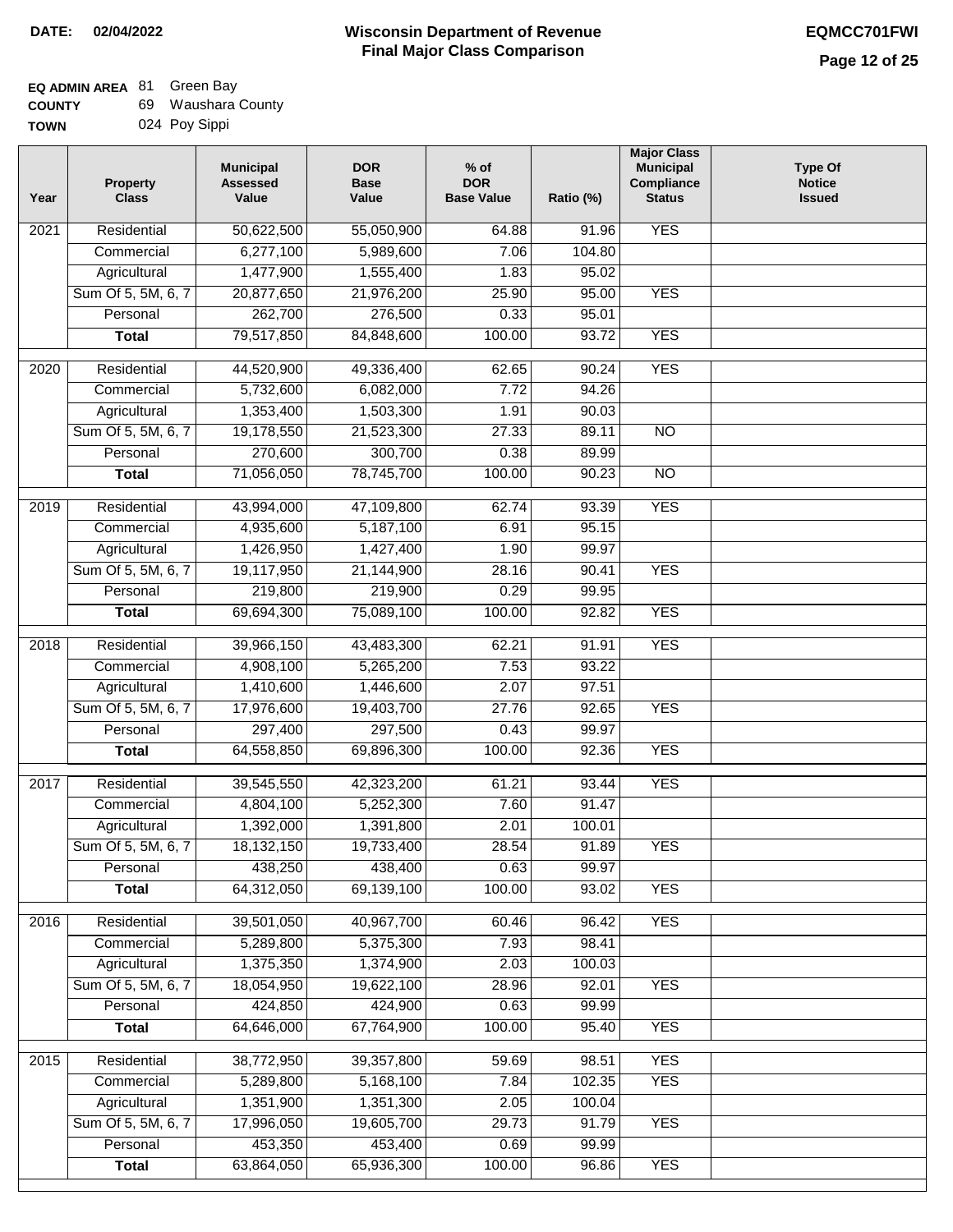**DATE: 02/04/2022**

# Wisconsin Department of Revenue
## Final Major Class Comparison

**EQMCC701FWI**

**EQ ADMIN AREA** 81 Green Bay
**COUNTY** 69 Waushara County
**TOWN** 024 Poy Sippi

| Year | Property Class | Municipal Assessed Value | DOR Base Value | % of DOR Base Value | Ratio (%) | Major Class Municipal Compliance Status | Type Of Notice Issued |
|---|---|---|---|---|---|---|---|
| 2021 | Residential | 50,622,500 | 55,050,900 | 64.88 | 91.96 | YES | |
| | Commercial | 6,277,100 | 5,989,600 | 7.06 | 104.80 | | |
| | Agricultural | 1,477,900 | 1,555,400 | 1.83 | 95.02 | | |
| | Sum Of 5, 5M, 6, 7 | 20,877,650 | 21,976,200 | 25.90 | 95.00 | YES | |
| | Personal | 262,700 | 276,500 | 0.33 | 95.01 | | |
| | **Total** | 79,517,850 | 84,848,600 | 100.00 | 93.72 | YES | |
| 2020 | Residential | 44,520,900 | 49,336,400 | 62.65 | 90.24 | YES | |
| | Commercial | 5,732,600 | 6,082,000 | 7.72 | 94.26 | | |
| | Agricultural | 1,353,400 | 1,503,300 | 1.91 | 90.03 | | |
| | Sum Of 5, 5M, 6, 7 | 19,178,550 | 21,523,300 | 27.33 | 89.11 | NO | |
| | Personal | 270,600 | 300,700 | 0.38 | 89.99 | | |
| | **Total** | 71,056,050 | 78,745,700 | 100.00 | 90.23 | NO | |
| 2019 | Residential | 43,994,000 | 47,109,800 | 62.74 | 93.39 | YES | |
| | Commercial | 4,935,600 | 5,187,100 | 6.91 | 95.15 | | |
| | Agricultural | 1,426,950 | 1,427,400 | 1.90 | 99.97 | | |
| | Sum Of 5, 5M, 6, 7 | 19,117,950 | 21,144,900 | 28.16 | 90.41 | YES | |
| | Personal | 219,800 | 219,900 | 0.29 | 99.95 | | |
| | **Total** | 69,694,300 | 75,089,100 | 100.00 | 92.82 | YES | |
| 2018 | Residential | 39,966,150 | 43,483,300 | 62.21 | 91.91 | YES | |
| | Commercial | 4,908,100 | 5,265,200 | 7.53 | 93.22 | | |
| | Agricultural | 1,410,600 | 1,446,600 | 2.07 | 97.51 | | |
| | Sum Of 5, 5M, 6, 7 | 17,976,600 | 19,403,700 | 27.76 | 92.65 | YES | |
| | Personal | 297,400 | 297,500 | 0.43 | 99.97 | | |
| | **Total** | 64,558,850 | 69,896,300 | 100.00 | 92.36 | YES | |
| 2017 | Residential | 39,545,550 | 42,323,200 | 61.21 | 93.44 | YES | |
| | Commercial | 4,804,100 | 5,252,300 | 7.60 | 91.47 | | |
| | Agricultural | 1,392,000 | 1,391,800 | 2.01 | 100.01 | | |
| | Sum Of 5, 5M, 6, 7 | 18,132,150 | 19,733,400 | 28.54 | 91.89 | YES | |
| | Personal | 438,250 | 438,400 | 0.63 | 99.97 | | |
| | **Total** | 64,312,050 | 69,139,100 | 100.00 | 93.02 | YES | |
| 2016 | Residential | 39,501,050 | 40,967,700 | 60.46 | 96.42 | YES | |
| | Commercial | 5,289,800 | 5,375,300 | 7.93 | 98.41 | | |
| | Agricultural | 1,375,350 | 1,374,900 | 2.03 | 100.03 | | |
| | Sum Of 5, 5M, 6, 7 | 18,054,950 | 19,622,100 | 28.96 | 92.01 | YES | |
| | Personal | 424,850 | 424,900 | 0.63 | 99.99 | | |
| | **Total** | 64,646,000 | 67,764,900 | 100.00 | 95.40 | YES | |
| 2015 | Residential | 38,772,950 | 39,357,800 | 59.69 | 98.51 | YES | |
| | Commercial | 5,289,800 | 5,168,100 | 7.84 | 102.35 | YES | |
| | Agricultural | 1,351,900 | 1,351,300 | 2.05 | 100.04 | | |
| | Sum Of 5, 5M, 6, 7 | 17,996,050 | 19,605,700 | 29.73 | 91.79 | YES | |
| | Personal | 453,350 | 453,400 | 0.69 | 99.99 | | |
| | **Total** | 63,864,050 | 65,936,300 | 100.00 | 96.86 | YES | |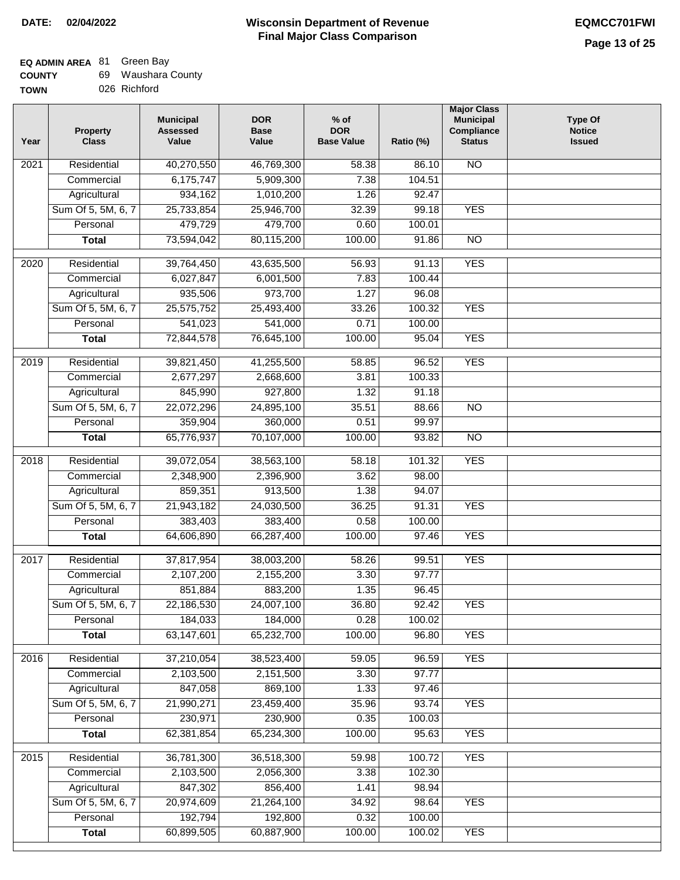**DATE: 02/04/2022**

# Wisconsin Department of Revenue
## Final Major Class Comparison

**EQMCC701FWI**

**EQ ADMIN AREA** 81 Green Bay
**COUNTY** 69 Waushara County
**TOWN** 026 Richford

| Year | Property Class | Municipal Assessed Value | DOR Base Value | % of DOR Base Value | Ratio (%) | Major Class Municipal Compliance Status | Type Of Notice Issued |
|---|---|---|---|---|---|---|---|
| 2021 | Residential | 40,270,550 | 46,769,300 | 58.38 | 86.10 | NO | |
| | Commercial | 6,175,747 | 5,909,300 | 7.38 | 104.51 | | |
| | Agricultural | 934,162 | 1,010,200 | 1.26 | 92.47 | | |
| | Sum Of 5, 5M, 6, 7 | 25,733,854 | 25,946,700 | 32.39 | 99.18 | YES | |
| | Personal | 479,729 | 479,700 | 0.60 | 100.01 | | |
| | **Total** | 73,594,042 | 80,115,200 | 100.00 | 91.86 | NO | |
| 2020 | Residential | 39,764,450 | 43,635,500 | 56.93 | 91.13 | YES | |
| | Commercial | 6,027,847 | 6,001,500 | 7.83 | 100.44 | | |
| | Agricultural | 935,506 | 973,700 | 1.27 | 96.08 | | |
| | Sum Of 5, 5M, 6, 7 | 25,575,752 | 25,493,400 | 33.26 | 100.32 | YES | |
| | Personal | 541,023 | 541,000 | 0.71 | 100.00 | | |
| | **Total** | 72,844,578 | 76,645,100 | 100.00 | 95.04 | YES | |
| 2019 | Residential | 39,821,450 | 41,255,500 | 58.85 | 96.52 | YES | |
| | Commercial | 2,677,297 | 2,668,600 | 3.81 | 100.33 | | |
| | Agricultural | 845,990 | 927,800 | 1.32 | 91.18 | | |
| | Sum Of 5, 5M, 6, 7 | 22,072,296 | 24,895,100 | 35.51 | 88.66 | NO | |
| | Personal | 359,904 | 360,000 | 0.51 | 99.97 | | |
| | **Total** | 65,776,937 | 70,107,000 | 100.00 | 93.82 | NO | |
| 2018 | Residential | 39,072,054 | 38,563,100 | 58.18 | 101.32 | YES | |
| | Commercial | 2,348,900 | 2,396,900 | 3.62 | 98.00 | | |
| | Agricultural | 859,351 | 913,500 | 1.38 | 94.07 | | |
| | Sum Of 5, 5M, 6, 7 | 21,943,182 | 24,030,500 | 36.25 | 91.31 | YES | |
| | Personal | 383,403 | 383,400 | 0.58 | 100.00 | | |
| | **Total** | 64,606,890 | 66,287,400 | 100.00 | 97.46 | YES | |
| 2017 | Residential | 37,817,954 | 38,003,200 | 58.26 | 99.51 | YES | |
| | Commercial | 2,107,200 | 2,155,200 | 3.30 | 97.77 | | |
| | Agricultural | 851,884 | 883,200 | 1.35 | 96.45 | | |
| | Sum Of 5, 5M, 6, 7 | 22,186,530 | 24,007,100 | 36.80 | 92.42 | YES | |
| | Personal | 184,033 | 184,000 | 0.28 | 100.02 | | |
| | **Total** | 63,147,601 | 65,232,700 | 100.00 | 96.80 | YES | |
| 2016 | Residential | 37,210,054 | 38,523,400 | 59.05 | 96.59 | YES | |
| | Commercial | 2,103,500 | 2,151,500 | 3.30 | 97.77 | | |
| | Agricultural | 847,058 | 869,100 | 1.33 | 97.46 | | |
| | Sum Of 5, 5M, 6, 7 | 21,990,271 | 23,459,400 | 35.96 | 93.74 | YES | |
| | Personal | 230,971 | 230,900 | 0.35 | 100.03 | | |
| | **Total** | 62,381,854 | 65,234,300 | 100.00 | 95.63 | YES | |
| 2015 | Residential | 36,781,300 | 36,518,300 | 59.98 | 100.72 | YES | |
| | Commercial | 2,103,500 | 2,056,300 | 3.38 | 102.30 | | |
| | Agricultural | 847,302 | 856,400 | 1.41 | 98.94 | | |
| | Sum Of 5, 5M, 6, 7 | 20,974,609 | 21,264,100 | 34.92 | 98.64 | YES | |
| | Personal | 192,794 | 192,800 | 0.32 | 100.00 | | |
| | **Total** | 60,899,505 | 60,887,900 | 100.00 | 100.02 | YES | |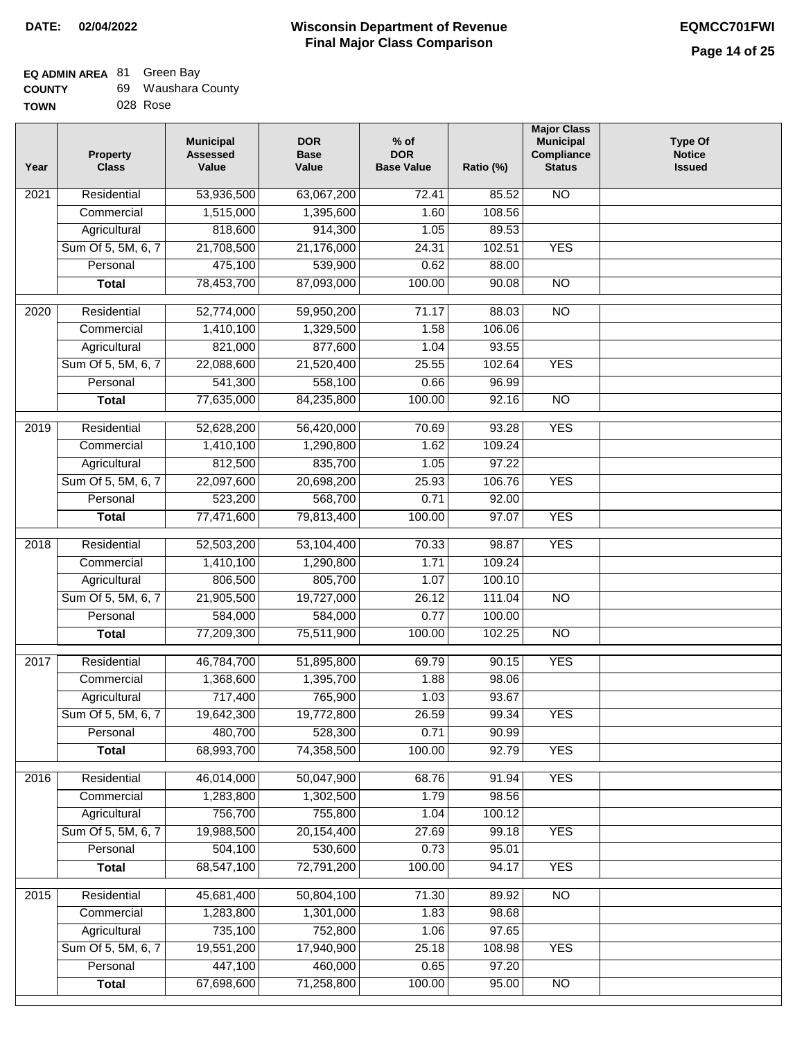**DATE: 02/04/2022**

# Wisconsin Department of Revenue
## Final Major Class Comparison

**EQMCC701FWI**

**EQ ADMIN AREA** 81 Green Bay
**COUNTY** 69 Waushara County
**TOWN** 028 Rose

| Year | Property Class | Municipal Assessed Value | DOR Base Value | % of DOR Base Value | Ratio (%) | Major Class Municipal Compliance Status | Type Of Notice Issued |
|---|---|---|---|---|---|---|---|
| 2021 | Residential | 53,936,500 | 63,067,200 | 72.41 | 85.52 | NO | |
| | Commercial | 1,515,000 | 1,395,600 | 1.60 | 108.56 | | |
| | Agricultural | 818,600 | 914,300 | 1.05 | 89.53 | | |
| | Sum Of 5, 5M, 6, 7 | 21,708,500 | 21,176,000 | 24.31 | 102.51 | YES | |
| | Personal | 475,100 | 539,900 | 0.62 | 88.00 | | |
| | **Total** | 78,453,700 | 87,093,000 | 100.00 | 90.08 | NO | |
| 2020 | Residential | 52,774,000 | 59,950,200 | 71.17 | 88.03 | NO | |
| | Commercial | 1,410,100 | 1,329,500 | 1.58 | 106.06 | | |
| | Agricultural | 821,000 | 877,600 | 1.04 | 93.55 | | |
| | Sum Of 5, 5M, 6, 7 | 22,088,600 | 21,520,400 | 25.55 | 102.64 | YES | |
| | Personal | 541,300 | 558,100 | 0.66 | 96.99 | | |
| | **Total** | 77,635,000 | 84,235,800 | 100.00 | 92.16 | NO | |
| 2019 | Residential | 52,628,200 | 56,420,000 | 70.69 | 93.28 | YES | |
| | Commercial | 1,410,100 | 1,290,800 | 1.62 | 109.24 | | |
| | Agricultural | 812,500 | 835,700 | 1.05 | 97.22 | | |
| | Sum Of 5, 5M, 6, 7 | 22,097,600 | 20,698,200 | 25.93 | 106.76 | YES | |
| | Personal | 523,200 | 568,700 | 0.71 | 92.00 | | |
| | **Total** | 77,471,600 | 79,813,400 | 100.00 | 97.07 | YES | |
| 2018 | Residential | 52,503,200 | 53,104,400 | 70.33 | 98.87 | YES | |
| | Commercial | 1,410,100 | 1,290,800 | 1.71 | 109.24 | | |
| | Agricultural | 806,500 | 805,700 | 1.07 | 100.10 | | |
| | Sum Of 5, 5M, 6, 7 | 21,905,500 | 19,727,000 | 26.12 | 111.04 | NO | |
| | Personal | 584,000 | 584,000 | 0.77 | 100.00 | | |
| | **Total** | 77,209,300 | 75,511,900 | 100.00 | 102.25 | NO | |
| 2017 | Residential | 46,784,700 | 51,895,800 | 69.79 | 90.15 | YES | |
| | Commercial | 1,368,600 | 1,395,700 | 1.88 | 98.06 | | |
| | Agricultural | 717,400 | 765,900 | 1.03 | 93.67 | | |
| | Sum Of 5, 5M, 6, 7 | 19,642,300 | 19,772,800 | 26.59 | 99.34 | YES | |
| | Personal | 480,700 | 528,300 | 0.71 | 90.99 | | |
| | **Total** | 68,993,700 | 74,358,500 | 100.00 | 92.79 | YES | |
| 2016 | Residential | 46,014,000 | 50,047,900 | 68.76 | 91.94 | YES | |
| | Commercial | 1,283,800 | 1,302,500 | 1.79 | 98.56 | | |
| | Agricultural | 756,700 | 755,800 | 1.04 | 100.12 | | |
| | Sum Of 5, 5M, 6, 7 | 19,988,500 | 20,154,400 | 27.69 | 99.18 | YES | |
| | Personal | 504,100 | 530,600 | 0.73 | 95.01 | | |
| | **Total** | 68,547,100 | 72,791,200 | 100.00 | 94.17 | YES | |
| 2015 | Residential | 45,681,400 | 50,804,100 | 71.30 | 89.92 | NO | |
| | Commercial | 1,283,800 | 1,301,000 | 1.83 | 98.68 | | |
| | Agricultural | 735,100 | 752,800 | 1.06 | 97.65 | | |
| | Sum Of 5, 5M, 6, 7 | 19,551,200 | 17,940,900 | 25.18 | 108.98 | YES | |
| | Personal | 447,100 | 460,000 | 0.65 | 97.20 | | |
| | **Total** | 67,698,600 | 71,258,800 | 100.00 | 95.00 | NO | |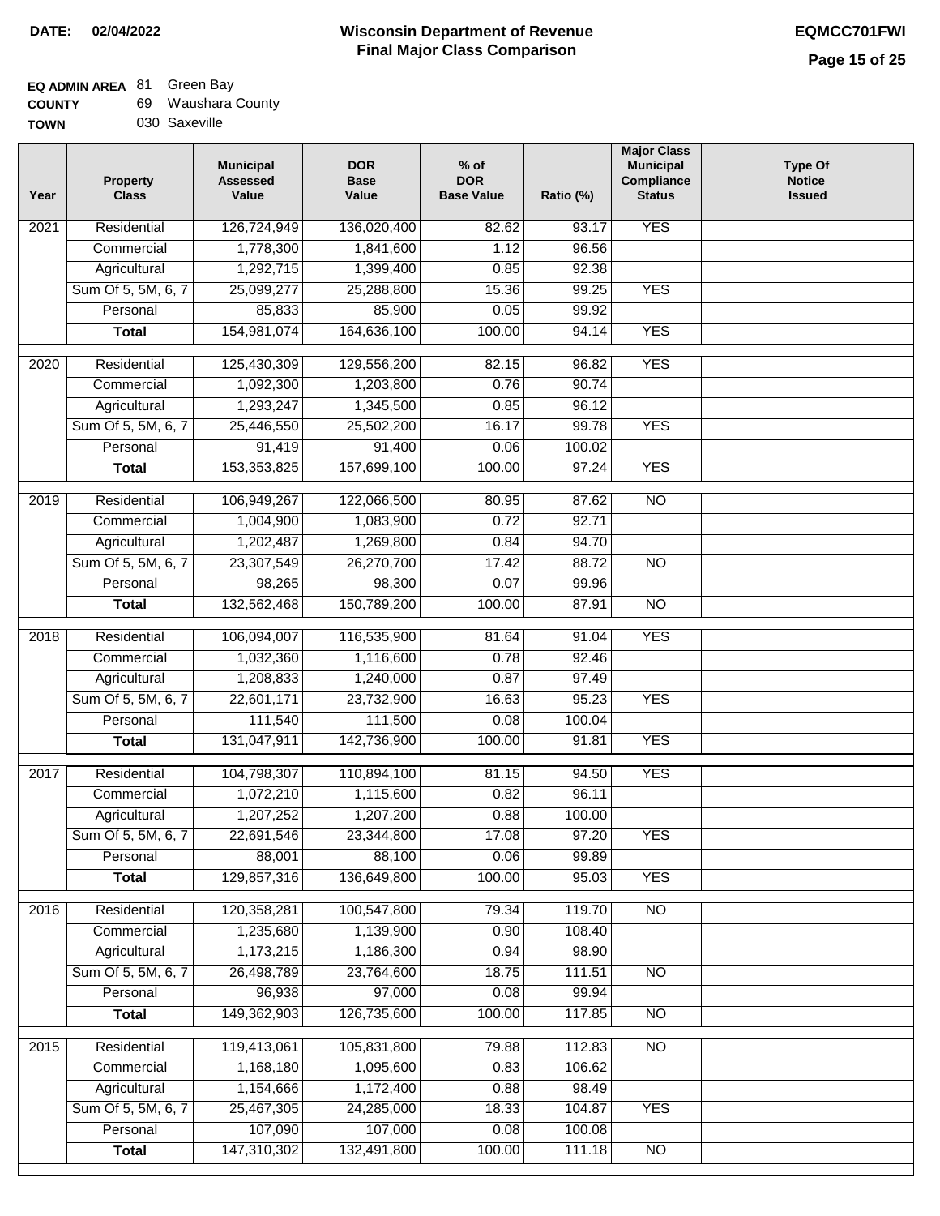**DATE:** 02/04/2022

# Wisconsin Department of Revenue
## Final Major Class Comparison

**EQMCC701FWI**

**EQ ADMIN AREA** 81 Green Bay
**COUNTY** 69 Waushara County
**TOWN** 030 Saxeville

| Year | Property Class | Municipal Assessed Value | DOR Base Value | % of DOR Base Value | Ratio (%) | Major Class Municipal Compliance Status | Type Of Notice Issued |
|---|---|---|---|---|---|---|---|
| 2021 | Residential | 126,724,949 | 136,020,400 | 82.62 | 93.17 | YES | |
| | Commercial | 1,778,300 | 1,841,600 | 1.12 | 96.56 | | |
| | Agricultural | 1,292,715 | 1,399,400 | 0.85 | 92.38 | | |
| | Sum Of 5, 5M, 6, 7 | 25,099,277 | 25,288,800 | 15.36 | 99.25 | YES | |
| | Personal | 85,833 | 85,900 | 0.05 | 99.92 | | |
| | **Total** | 154,981,074 | 164,636,100 | 100.00 | 94.14 | YES | |
| 2020 | Residential | 125,430,309 | 129,556,200 | 82.15 | 96.82 | YES | |
| | Commercial | 1,092,300 | 1,203,800 | 0.76 | 90.74 | | |
| | Agricultural | 1,293,247 | 1,345,500 | 0.85 | 96.12 | | |
| | Sum Of 5, 5M, 6, 7 | 25,446,550 | 25,502,200 | 16.17 | 99.78 | YES | |
| | Personal | 91,419 | 91,400 | 0.06 | 100.02 | | |
| | **Total** | 153,353,825 | 157,699,100 | 100.00 | 97.24 | YES | |
| 2019 | Residential | 106,949,267 | 122,066,500 | 80.95 | 87.62 | NO | |
| | Commercial | 1,004,900 | 1,083,900 | 0.72 | 92.71 | | |
| | Agricultural | 1,202,487 | 1,269,800 | 0.84 | 94.70 | | |
| | Sum Of 5, 5M, 6, 7 | 23,307,549 | 26,270,700 | 17.42 | 88.72 | NO | |
| | Personal | 98,265 | 98,300 | 0.07 | 99.96 | | |
| | **Total** | 132,562,468 | 150,789,200 | 100.00 | 87.91 | NO | |
| 2018 | Residential | 106,094,007 | 116,535,900 | 81.64 | 91.04 | YES | |
| | Commercial | 1,032,360 | 1,116,600 | 0.78 | 92.46 | | |
| | Agricultural | 1,208,833 | 1,240,000 | 0.87 | 97.49 | | |
| | Sum Of 5, 5M, 6, 7 | 22,601,171 | 23,732,900 | 16.63 | 95.23 | YES | |
| | Personal | 111,540 | 111,500 | 0.08 | 100.04 | | |
| | **Total** | 131,047,911 | 142,736,900 | 100.00 | 91.81 | YES | |
| 2017 | Residential | 104,798,307 | 110,894,100 | 81.15 | 94.50 | YES | |
| | Commercial | 1,072,210 | 1,115,600 | 0.82 | 96.11 | | |
| | Agricultural | 1,207,252 | 1,207,200 | 0.88 | 100.00 | | |
| | Sum Of 5, 5M, 6, 7 | 22,691,546 | 23,344,800 | 17.08 | 97.20 | YES | |
| | Personal | 88,001 | 88,100 | 0.06 | 99.89 | | |
| | **Total** | 129,857,316 | 136,649,800 | 100.00 | 95.03 | YES | |
| 2016 | Residential | 120,358,281 | 100,547,800 | 79.34 | 119.70 | NO | |
| | Commercial | 1,235,680 | 1,139,900 | 0.90 | 108.40 | | |
| | Agricultural | 1,173,215 | 1,186,300 | 0.94 | 98.90 | | |
| | Sum Of 5, 5M, 6, 7 | 26,498,789 | 23,764,600 | 18.75 | 111.51 | NO | |
| | Personal | 96,938 | 97,000 | 0.08 | 99.94 | | |
| | **Total** | 149,362,903 | 126,735,600 | 100.00 | 117.85 | NO | |
| 2015 | Residential | 119,413,061 | 105,831,800 | 79.88 | 112.83 | NO | |
| | Commercial | 1,168,180 | 1,095,600 | 0.83 | 106.62 | | |
| | Agricultural | 1,154,666 | 1,172,400 | 0.88 | 98.49 | | |
| | Sum Of 5, 5M, 6, 7 | 25,467,305 | 24,285,000 | 18.33 | 104.87 | YES | |
| | Personal | 107,090 | 107,000 | 0.08 | 100.08 | | |
| | **Total** | 147,310,302 | 132,491,800 | 100.00 | 111.18 | NO | |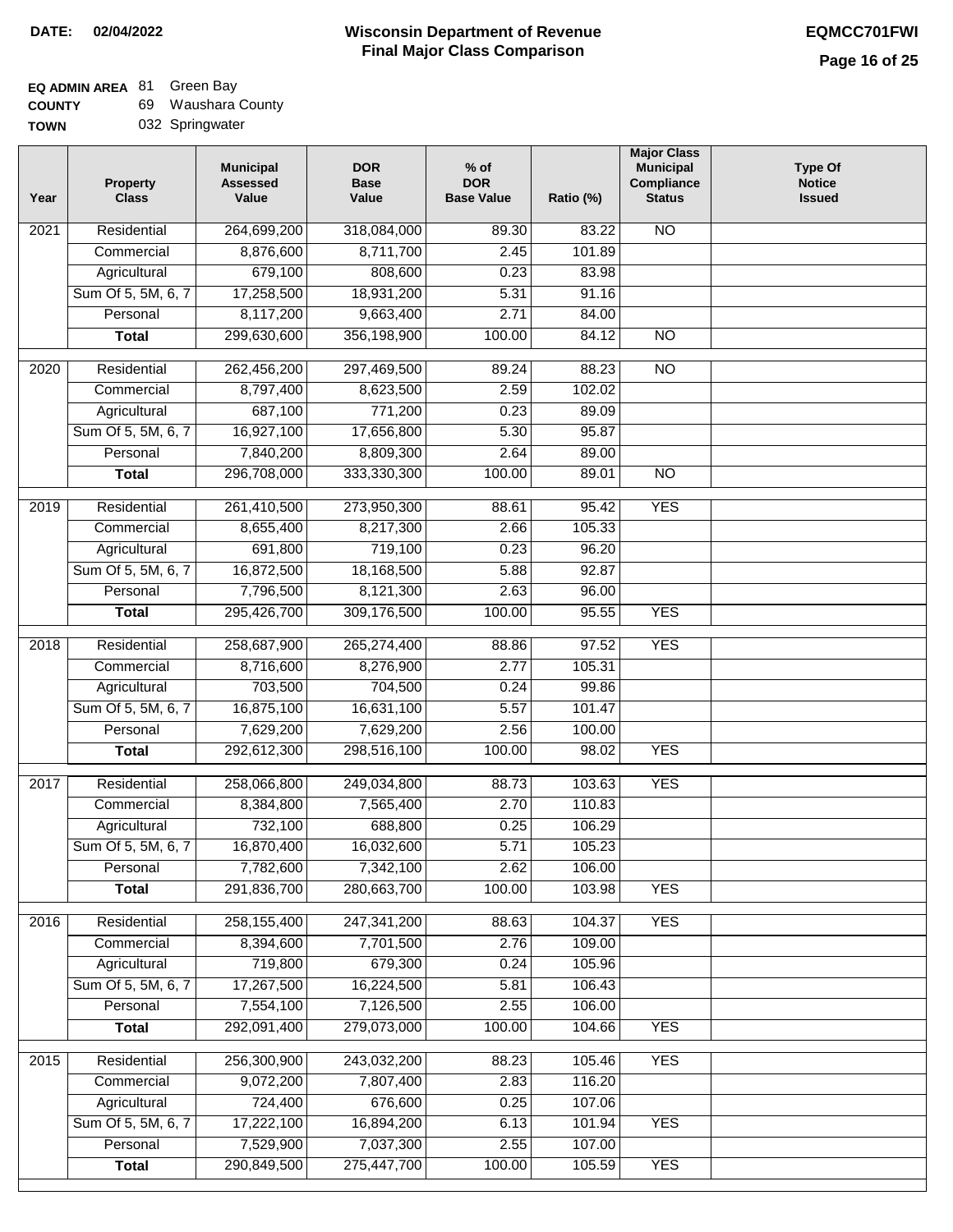**DATE:** 02/04/2022

# Wisconsin Department of Revenue
## Final Major Class Comparison

**EQMCC701FWI**

**EQ ADMIN AREA** 81 Green Bay
**COUNTY** 69 Waushara County
**TOWN** 032 Springwater

| Year | Property Class | Municipal Assessed Value | DOR Base Value | % of DOR Base Value | Ratio (%) | Major Class Municipal Compliance Status | Type Of Notice Issued |
|---|---|---|---|---|---|---|---|
| 2021 | Residential | 264,699,200 | 318,084,000 | 89.30 | 83.22 | NO | |
| | Commercial | 8,876,600 | 8,711,700 | 2.45 | 101.89 | | |
| | Agricultural | 679,100 | 808,600 | 0.23 | 83.98 | | |
| | Sum Of 5, 5M, 6, 7 | 17,258,500 | 18,931,200 | 5.31 | 91.16 | | |
| | Personal | 8,117,200 | 9,663,400 | 2.71 | 84.00 | | |
| | **Total** | 299,630,600 | 356,198,900 | 100.00 | 84.12 | NO | |
| 2020 | Residential | 262,456,200 | 297,469,500 | 89.24 | 88.23 | NO | |
| | Commercial | 8,797,400 | 8,623,500 | 2.59 | 102.02 | | |
| | Agricultural | 687,100 | 771,200 | 0.23 | 89.09 | | |
| | Sum Of 5, 5M, 6, 7 | 16,927,100 | 17,656,800 | 5.30 | 95.87 | | |
| | Personal | 7,840,200 | 8,809,300 | 2.64 | 89.00 | | |
| | **Total** | 296,708,000 | 333,330,300 | 100.00 | 89.01 | NO | |
| 2019 | Residential | 261,410,500 | 273,950,300 | 88.61 | 95.42 | YES | |
| | Commercial | 8,655,400 | 8,217,300 | 2.66 | 105.33 | | |
| | Agricultural | 691,800 | 719,100 | 0.23 | 96.20 | | |
| | Sum Of 5, 5M, 6, 7 | 16,872,500 | 18,168,500 | 5.88 | 92.87 | | |
| | Personal | 7,796,500 | 8,121,300 | 2.63 | 96.00 | | |
| | **Total** | 295,426,700 | 309,176,500 | 100.00 | 95.55 | YES | |
| 2018 | Residential | 258,687,900 | 265,274,400 | 88.86 | 97.52 | YES | |
| | Commercial | 8,716,600 | 8,276,900 | 2.77 | 105.31 | | |
| | Agricultural | 703,500 | 704,500 | 0.24 | 99.86 | | |
| | Sum Of 5, 5M, 6, 7 | 16,875,100 | 16,631,100 | 5.57 | 101.47 | | |
| | Personal | 7,629,200 | 7,629,200 | 2.56 | 100.00 | | |
| | **Total** | 292,612,300 | 298,516,100 | 100.00 | 98.02 | YES | |
| 2017 | Residential | 258,066,800 | 249,034,800 | 88.73 | 103.63 | YES | |
| | Commercial | 8,384,800 | 7,565,400 | 2.70 | 110.83 | | |
| | Agricultural | 732,100 | 688,800 | 0.25 | 106.29 | | |
| | Sum Of 5, 5M, 6, 7 | 16,870,400 | 16,032,600 | 5.71 | 105.23 | | |
| | Personal | 7,782,600 | 7,342,100 | 2.62 | 106.00 | | |
| | **Total** | 291,836,700 | 280,663,700 | 100.00 | 103.98 | YES | |
| 2016 | Residential | 258,155,400 | 247,341,200 | 88.63 | 104.37 | YES | |
| | Commercial | 8,394,600 | 7,701,500 | 2.76 | 109.00 | | |
| | Agricultural | 719,800 | 679,300 | 0.24 | 105.96 | | |
| | Sum Of 5, 5M, 6, 7 | 17,267,500 | 16,224,500 | 5.81 | 106.43 | | |
| | Personal | 7,554,100 | 7,126,500 | 2.55 | 106.00 | | |
| | **Total** | 292,091,400 | 279,073,000 | 100.00 | 104.66 | YES | |
| 2015 | Residential | 256,300,900 | 243,032,200 | 88.23 | 105.46 | YES | |
| | Commercial | 9,072,200 | 7,807,400 | 2.83 | 116.20 | | |
| | Agricultural | 724,400 | 676,600 | 0.25 | 107.06 | | |
| | Sum Of 5, 5M, 6, 7 | 17,222,100 | 16,894,200 | 6.13 | 101.94 | YES | |
| | Personal | 7,529,900 | 7,037,300 | 2.55 | 107.00 | | |
| | **Total** | 290,849,500 | 275,447,700 | 100.00 | 105.59 | YES | |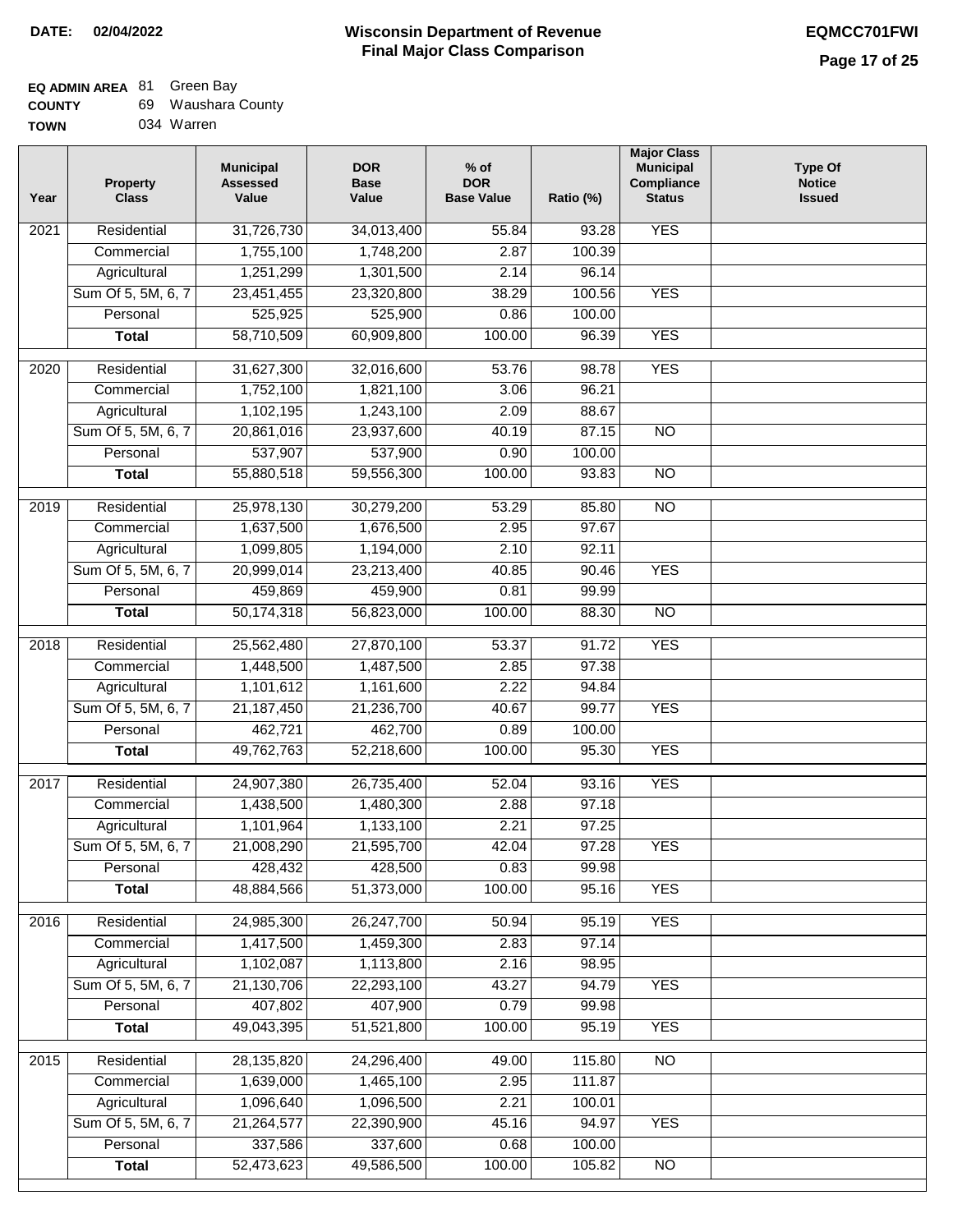**DATE: 02/04/2022**

# Wisconsin Department of Revenue
## Final Major Class Comparison

**EQMCC701FWI**

**EQ ADMIN AREA** 81 Green Bay
**COUNTY** 69 Waushara County
**TOWN** 034 Warren

| Year | Property Class | Municipal Assessed Value | DOR Base Value | % of DOR Base Value | Ratio (%) | Major Class Municipal Compliance Status | Type Of Notice Issued |
|---|---|---|---|---|---|---|---|
| 2021 | Residential | 31,726,730 | 34,013,400 | 55.84 | 93.28 | YES | |
| | Commercial | 1,755,100 | 1,748,200 | 2.87 | 100.39 | | |
| | Agricultural | 1,251,299 | 1,301,500 | 2.14 | 96.14 | | |
| | Sum Of 5, 5M, 6, 7 | 23,451,455 | 23,320,800 | 38.29 | 100.56 | YES | |
| | Personal | 525,925 | 525,900 | 0.86 | 100.00 | | |
| | **Total** | 58,710,509 | 60,909,800 | 100.00 | 96.39 | YES | |
| 2020 | Residential | 31,627,300 | 32,016,600 | 53.76 | 98.78 | YES | |
| | Commercial | 1,752,100 | 1,821,100 | 3.06 | 96.21 | | |
| | Agricultural | 1,102,195 | 1,243,100 | 2.09 | 88.67 | | |
| | Sum Of 5, 5M, 6, 7 | 20,861,016 | 23,937,600 | 40.19 | 87.15 | NO | |
| | Personal | 537,907 | 537,900 | 0.90 | 100.00 | | |
| | **Total** | 55,880,518 | 59,556,300 | 100.00 | 93.83 | NO | |
| 2019 | Residential | 25,978,130 | 30,279,200 | 53.29 | 85.80 | NO | |
| | Commercial | 1,637,500 | 1,676,500 | 2.95 | 97.67 | | |
| | Agricultural | 1,099,805 | 1,194,000 | 2.10 | 92.11 | | |
| | Sum Of 5, 5M, 6, 7 | 20,999,014 | 23,213,400 | 40.85 | 90.46 | YES | |
| | Personal | 459,869 | 459,900 | 0.81 | 99.99 | | |
| | **Total** | 50,174,318 | 56,823,000 | 100.00 | 88.30 | NO | |
| 2018 | Residential | 25,562,480 | 27,870,100 | 53.37 | 91.72 | YES | |
| | Commercial | 1,448,500 | 1,487,500 | 2.85 | 97.38 | | |
| | Agricultural | 1,101,612 | 1,161,600 | 2.22 | 94.84 | | |
| | Sum Of 5, 5M, 6, 7 | 21,187,450 | 21,236,700 | 40.67 | 99.77 | YES | |
| | Personal | 462,721 | 462,700 | 0.89 | 100.00 | | |
| | **Total** | 49,762,763 | 52,218,600 | 100.00 | 95.30 | YES | |
| 2017 | Residential | 24,907,380 | 26,735,400 | 52.04 | 93.16 | YES | |
| | Commercial | 1,438,500 | 1,480,300 | 2.88 | 97.18 | | |
| | Agricultural | 1,101,964 | 1,133,100 | 2.21 | 97.25 | | |
| | Sum Of 5, 5M, 6, 7 | 21,008,290 | 21,595,700 | 42.04 | 97.28 | YES | |
| | Personal | 428,432 | 428,500 | 0.83 | 99.98 | | |
| | **Total** | 48,884,566 | 51,373,000 | 100.00 | 95.16 | YES | |
| 2016 | Residential | 24,985,300 | 26,247,700 | 50.94 | 95.19 | YES | |
| | Commercial | 1,417,500 | 1,459,300 | 2.83 | 97.14 | | |
| | Agricultural | 1,102,087 | 1,113,800 | 2.16 | 98.95 | | |
| | Sum Of 5, 5M, 6, 7 | 21,130,706 | 22,293,100 | 43.27 | 94.79 | YES | |
| | Personal | 407,802 | 407,900 | 0.79 | 99.98 | | |
| | **Total** | 49,043,395 | 51,521,800 | 100.00 | 95.19 | YES | |
| 2015 | Residential | 28,135,820 | 24,296,400 | 49.00 | 115.80 | NO | |
| | Commercial | 1,639,000 | 1,465,100 | 2.95 | 111.87 | | |
| | Agricultural | 1,096,640 | 1,096,500 | 2.21 | 100.01 | | |
| | Sum Of 5, 5M, 6, 7 | 21,264,577 | 22,390,900 | 45.16 | 94.97 | YES | |
| | Personal | 337,586 | 337,600 | 0.68 | 100.00 | | |
| | **Total** | 52,473,623 | 49,586,500 | 100.00 | 105.82 | NO | |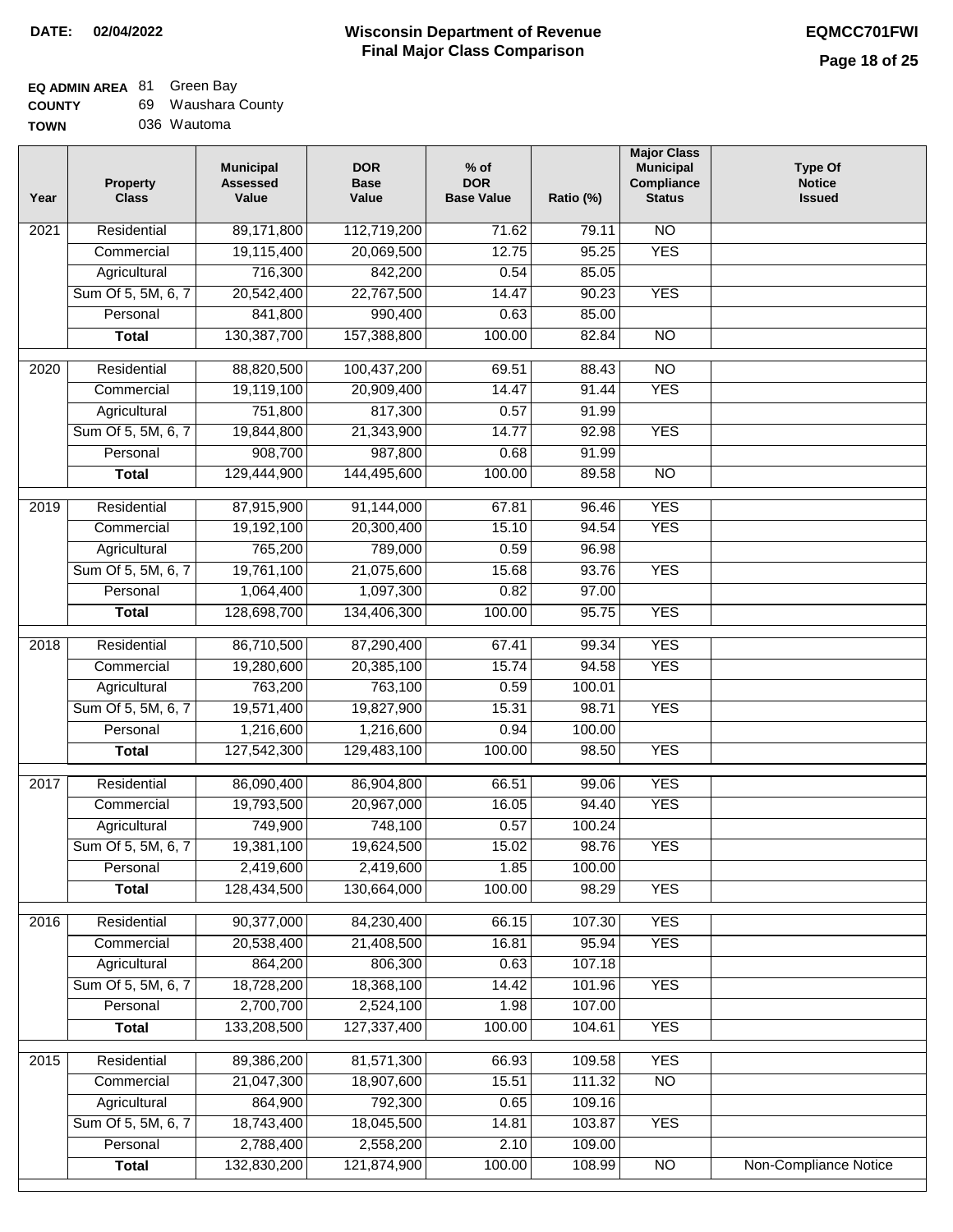**DATE: 02/04/2022**

# Wisconsin Department of Revenue
## Final Major Class Comparison

**EQMCC701FWI**

**EQ ADMIN AREA** 81 Green Bay
**COUNTY** 69 Waushara County
**TOWN** 036 Wautoma

| Year | Property Class | Municipal Assessed Value | DOR Base Value | % of DOR Base Value | Ratio (%) | Major Class Municipal Compliance Status | Type Of Notice Issued |
|---|---|---|---|---|---|---|---|
| 2021 | Residential | 89,171,800 | 112,719,200 | 71.62 | 79.11 | NO | |
| | Commercial | 19,115,400 | 20,069,500 | 12.75 | 95.25 | YES | |
| | Agricultural | 716,300 | 842,200 | 0.54 | 85.05 | | |
| | Sum Of 5, 5M, 6, 7 | 20,542,400 | 22,767,500 | 14.47 | 90.23 | YES | |
| | Personal | 841,800 | 990,400 | 0.63 | 85.00 | | |
| | **Total** | 130,387,700 | 157,388,800 | 100.00 | 82.84 | NO | |
| 2020 | Residential | 88,820,500 | 100,437,200 | 69.51 | 88.43 | NO | |
| | Commercial | 19,119,100 | 20,909,400 | 14.47 | 91.44 | YES | |
| | Agricultural | 751,800 | 817,300 | 0.57 | 91.99 | | |
| | Sum Of 5, 5M, 6, 7 | 19,844,800 | 21,343,900 | 14.77 | 92.98 | YES | |
| | Personal | 908,700 | 987,800 | 0.68 | 91.99 | | |
| | **Total** | 129,444,900 | 144,495,600 | 100.00 | 89.58 | NO | |
| 2019 | Residential | 87,915,900 | 91,144,000 | 67.81 | 96.46 | YES | |
| | Commercial | 19,192,100 | 20,300,400 | 15.10 | 94.54 | YES | |
| | Agricultural | 765,200 | 789,000 | 0.59 | 96.98 | | |
| | Sum Of 5, 5M, 6, 7 | 19,761,100 | 21,075,600 | 15.68 | 93.76 | YES | |
| | Personal | 1,064,400 | 1,097,300 | 0.82 | 97.00 | | |
| | **Total** | 128,698,700 | 134,406,300 | 100.00 | 95.75 | YES | |
| 2018 | Residential | 86,710,500 | 87,290,400 | 67.41 | 99.34 | YES | |
| | Commercial | 19,280,600 | 20,385,100 | 15.74 | 94.58 | YES | |
| | Agricultural | 763,200 | 763,100 | 0.59 | 100.01 | | |
| | Sum Of 5, 5M, 6, 7 | 19,571,400 | 19,827,900 | 15.31 | 98.71 | YES | |
| | Personal | 1,216,600 | 1,216,600 | 0.94 | 100.00 | | |
| | **Total** | 127,542,300 | 129,483,100 | 100.00 | 98.50 | YES | |
| 2017 | Residential | 86,090,400 | 86,904,800 | 66.51 | 99.06 | YES | |
| | Commercial | 19,793,500 | 20,967,000 | 16.05 | 94.40 | YES | |
| | Agricultural | 749,900 | 748,100 | 0.57 | 100.24 | | |
| | Sum Of 5, 5M, 6, 7 | 19,381,100 | 19,624,500 | 15.02 | 98.76 | YES | |
| | Personal | 2,419,600 | 2,419,600 | 1.85 | 100.00 | | |
| | **Total** | 128,434,500 | 130,664,000 | 100.00 | 98.29 | YES | |
| 2016 | Residential | 90,377,000 | 84,230,400 | 66.15 | 107.30 | YES | |
| | Commercial | 20,538,400 | 21,408,500 | 16.81 | 95.94 | YES | |
| | Agricultural | 864,200 | 806,300 | 0.63 | 107.18 | | |
| | Sum Of 5, 5M, 6, 7 | 18,728,200 | 18,368,100 | 14.42 | 101.96 | YES | |
| | Personal | 2,700,700 | 2,524,100 | 1.98 | 107.00 | | |
| | **Total** | 133,208,500 | 127,337,400 | 100.00 | 104.61 | YES | |
| 2015 | Residential | 89,386,200 | 81,571,300 | 66.93 | 109.58 | YES | |
| | Commercial | 21,047,300 | 18,907,600 | 15.51 | 111.32 | NO | |
| | Agricultural | 864,900 | 792,300 | 0.65 | 109.16 | | |
| | Sum Of 5, 5M, 6, 7 | 18,743,400 | 18,045,500 | 14.81 | 103.87 | YES | |
| | Personal | 2,788,400 | 2,558,200 | 2.10 | 109.00 | | |
| | **Total** | 132,830,200 | 121,874,900 | 100.00 | 108.99 | NO | Non-Compliance Notice |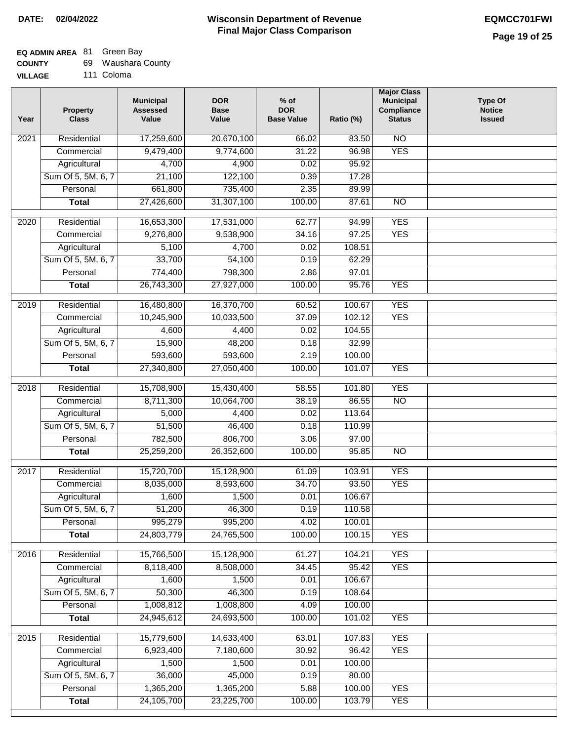**DATE:** 02/04/2022

# Wisconsin Department of Revenue
## Final Major Class Comparison

**EQMCC701FWI**

**EQ ADMIN AREA** 81 Green Bay
**COUNTY** 69 Waushara County
**VILLAGE** 111 Coloma

| Year | Property Class | Municipal Assessed Value | DOR Base Value | % of DOR Base Value | Ratio (%) | Major Class Municipal Compliance Status | Type Of Notice Issued |
|---|---|---|---|---|---|---|---|
| 2021 | Residential | 17,259,600 | 20,670,100 | 66.02 | 83.50 | NO | |
| | Commercial | 9,479,400 | 9,774,600 | 31.22 | 96.98 | YES | |
| | Agricultural | 4,700 | 4,900 | 0.02 | 95.92 | | |
| | Sum Of 5, 5M, 6, 7 | 21,100 | 122,100 | 0.39 | 17.28 | | |
| | Personal | 661,800 | 735,400 | 2.35 | 89.99 | | |
| | **Total** | 27,426,600 | 31,307,100 | 100.00 | 87.61 | NO | |
| 2020 | Residential | 16,653,300 | 17,531,000 | 62.77 | 94.99 | YES | |
| | Commercial | 9,276,800 | 9,538,900 | 34.16 | 97.25 | YES | |
| | Agricultural | 5,100 | 4,700 | 0.02 | 108.51 | | |
| | Sum Of 5, 5M, 6, 7 | 33,700 | 54,100 | 0.19 | 62.29 | | |
| | Personal | 774,400 | 798,300 | 2.86 | 97.01 | | |
| | **Total** | 26,743,300 | 27,927,000 | 100.00 | 95.76 | YES | |
| 2019 | Residential | 16,480,800 | 16,370,700 | 60.52 | 100.67 | YES | |
| | Commercial | 10,245,900 | 10,033,500 | 37.09 | 102.12 | YES | |
| | Agricultural | 4,600 | 4,400 | 0.02 | 104.55 | | |
| | Sum Of 5, 5M, 6, 7 | 15,900 | 48,200 | 0.18 | 32.99 | | |
| | Personal | 593,600 | 593,600 | 2.19 | 100.00 | | |
| | **Total** | 27,340,800 | 27,050,400 | 100.00 | 101.07 | YES | |
| 2018 | Residential | 15,708,900 | 15,430,400 | 58.55 | 101.80 | YES | |
| | Commercial | 8,711,300 | 10,064,700 | 38.19 | 86.55 | NO | |
| | Agricultural | 5,000 | 4,400 | 0.02 | 113.64 | | |
| | Sum Of 5, 5M, 6, 7 | 51,500 | 46,400 | 0.18 | 110.99 | | |
| | Personal | 782,500 | 806,700 | 3.06 | 97.00 | | |
| | **Total** | 25,259,200 | 26,352,600 | 100.00 | 95.85 | NO | |
| 2017 | Residential | 15,720,700 | 15,128,900 | 61.09 | 103.91 | YES | |
| | Commercial | 8,035,000 | 8,593,600 | 34.70 | 93.50 | YES | |
| | Agricultural | 1,600 | 1,500 | 0.01 | 106.67 | | |
| | Sum Of 5, 5M, 6, 7 | 51,200 | 46,300 | 0.19 | 110.58 | | |
| | Personal | 995,279 | 995,200 | 4.02 | 100.01 | | |
| | **Total** | 24,803,779 | 24,765,500 | 100.00 | 100.15 | YES | |
| 2016 | Residential | 15,766,500 | 15,128,900 | 61.27 | 104.21 | YES | |
| | Commercial | 8,118,400 | 8,508,000 | 34.45 | 95.42 | YES | |
| | Agricultural | 1,600 | 1,500 | 0.01 | 106.67 | | |
| | Sum Of 5, 5M, 6, 7 | 50,300 | 46,300 | 0.19 | 108.64 | | |
| | Personal | 1,008,812 | 1,008,800 | 4.09 | 100.00 | | |
| | **Total** | 24,945,612 | 24,693,500 | 100.00 | 101.02 | YES | |
| 2015 | Residential | 15,779,600 | 14,633,400 | 63.01 | 107.83 | YES | |
| | Commercial | 6,923,400 | 7,180,600 | 30.92 | 96.42 | YES | |
| | Agricultural | 1,500 | 1,500 | 0.01 | 100.00 | | |
| | Sum Of 5, 5M, 6, 7 | 36,000 | 45,000 | 0.19 | 80.00 | | |
| | Personal | 1,365,200 | 1,365,200 | 5.88 | 100.00 | YES | |
| | **Total** | 24,105,700 | 23,225,700 | 100.00 | 103.79 | YES | |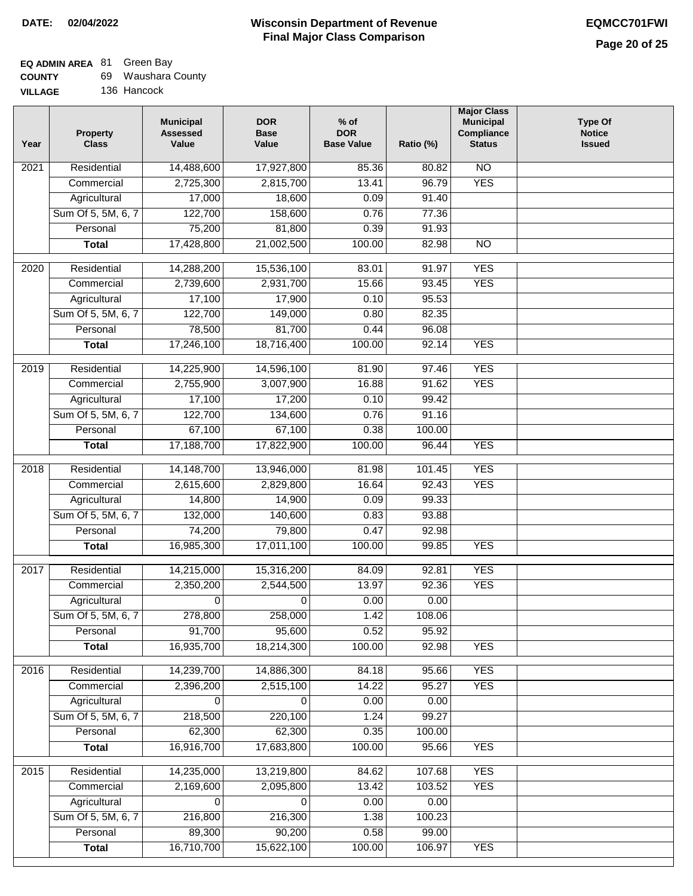**DATE: 02/04/2022**

# Wisconsin Department of Revenue
## Final Major Class Comparison

**EQMCC701FWI**

**EQ ADMIN AREA** 81 Green Bay
**COUNTY** 69 Waushara County
**VILLAGE** 136 Hancock

| Year | Property Class | Municipal Assessed Value | DOR Base Value | % of DOR Base Value | Ratio (%) | Major Class Municipal Compliance Status | Type Of Notice Issued |
|---|---|---|---|---|---|---|---|
| 2021 | Residential | 14,488,600 | 17,927,800 | 85.36 | 80.82 | NO | |
| | Commercial | 2,725,300 | 2,815,700 | 13.41 | 96.79 | YES | |
| | Agricultural | 17,000 | 18,600 | 0.09 | 91.40 | | |
| | Sum Of 5, 5M, 6, 7 | 122,700 | 158,600 | 0.76 | 77.36 | | |
| | Personal | 75,200 | 81,800 | 0.39 | 91.93 | | |
| | **Total** | 17,428,800 | 21,002,500 | 100.00 | 82.98 | NO | |
| 2020 | Residential | 14,288,200 | 15,536,100 | 83.01 | 91.97 | YES | |
| | Commercial | 2,739,600 | 2,931,700 | 15.66 | 93.45 | YES | |
| | Agricultural | 17,100 | 17,900 | 0.10 | 95.53 | | |
| | Sum Of 5, 5M, 6, 7 | 122,700 | 149,000 | 0.80 | 82.35 | | |
| | Personal | 78,500 | 81,700 | 0.44 | 96.08 | | |
| | **Total** | 17,246,100 | 18,716,400 | 100.00 | 92.14 | YES | |
| 2019 | Residential | 14,225,900 | 14,596,100 | 81.90 | 97.46 | YES | |
| | Commercial | 2,755,900 | 3,007,900 | 16.88 | 91.62 | YES | |
| | Agricultural | 17,100 | 17,200 | 0.10 | 99.42 | | |
| | Sum Of 5, 5M, 6, 7 | 122,700 | 134,600 | 0.76 | 91.16 | | |
| | Personal | 67,100 | 67,100 | 0.38 | 100.00 | | |
| | **Total** | 17,188,700 | 17,822,900 | 100.00 | 96.44 | YES | |
| 2018 | Residential | 14,148,700 | 13,946,000 | 81.98 | 101.45 | YES | |
| | Commercial | 2,615,600 | 2,829,800 | 16.64 | 92.43 | YES | |
| | Agricultural | 14,800 | 14,900 | 0.09 | 99.33 | | |
| | Sum Of 5, 5M, 6, 7 | 132,000 | 140,600 | 0.83 | 93.88 | | |
| | Personal | 74,200 | 79,800 | 0.47 | 92.98 | | |
| | **Total** | 16,985,300 | 17,011,100 | 100.00 | 99.85 | YES | |
| 2017 | Residential | 14,215,000 | 15,316,200 | 84.09 | 92.81 | YES | |
| | Commercial | 2,350,200 | 2,544,500 | 13.97 | 92.36 | YES | |
| | Agricultural | 0 | 0 | 0.00 | 0.00 | | |
| | Sum Of 5, 5M, 6, 7 | 278,800 | 258,000 | 1.42 | 108.06 | | |
| | Personal | 91,700 | 95,600 | 0.52 | 95.92 | | |
| | **Total** | 16,935,700 | 18,214,300 | 100.00 | 92.98 | YES | |
| 2016 | Residential | 14,239,700 | 14,886,300 | 84.18 | 95.66 | YES | |
| | Commercial | 2,396,200 | 2,515,100 | 14.22 | 95.27 | YES | |
| | Agricultural | 0 | 0 | 0.00 | 0.00 | | |
| | Sum Of 5, 5M, 6, 7 | 218,500 | 220,100 | 1.24 | 99.27 | | |
| | Personal | 62,300 | 62,300 | 0.35 | 100.00 | | |
| | **Total** | 16,916,700 | 17,683,800 | 100.00 | 95.66 | YES | |
| 2015 | Residential | 14,235,000 | 13,219,800 | 84.62 | 107.68 | YES | |
| | Commercial | 2,169,600 | 2,095,800 | 13.42 | 103.52 | YES | |
| | Agricultural | 0 | 0 | 0.00 | 0.00 | | |
| | Sum Of 5, 5M, 6, 7 | 216,800 | 216,300 | 1.38 | 100.23 | | |
| | Personal | 89,300 | 90,200 | 0.58 | 99.00 | | |
| | **Total** | 16,710,700 | 15,622,100 | 100.00 | 106.97 | YES | |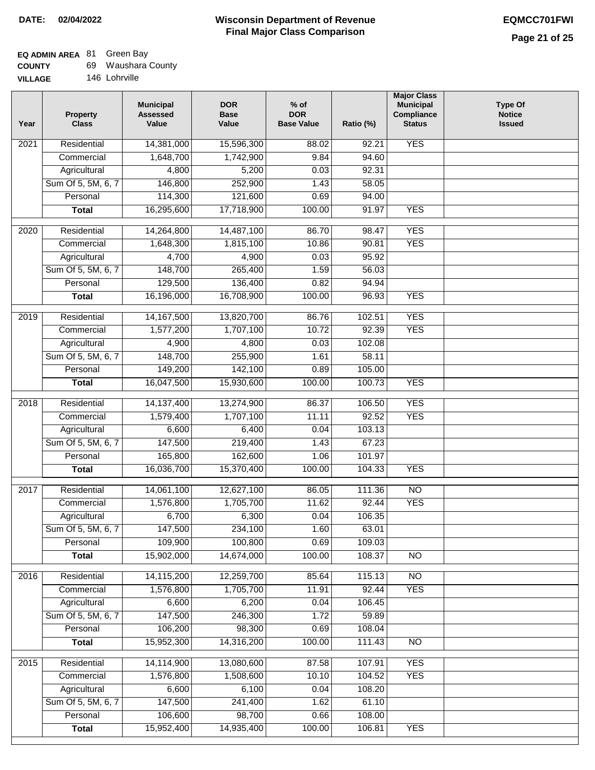**DATE: 02/04/2022**

# Wisconsin Department of Revenue
## Final Major Class Comparison

**EQMCC701FWI**

**EQ ADMIN AREA** 81 Green Bay
**COUNTY** 69 Waushara County
**VILLAGE** 146 Lohrville

| Year | Property Class | Municipal Assessed Value | DOR Base Value | % of DOR Base Value | Ratio (%) | Major Class Municipal Compliance Status | Type Of Notice Issued |
|---|---|---|---|---|---|---|---|
| 2021 | Residential | 14,381,000 | 15,596,300 | 88.02 | 92.21 | YES | |
| | Commercial | 1,648,700 | 1,742,900 | 9.84 | 94.60 | | |
| | Agricultural | 4,800 | 5,200 | 0.03 | 92.31 | | |
| | Sum Of 5, 5M, 6, 7 | 146,800 | 252,900 | 1.43 | 58.05 | | |
| | Personal | 114,300 | 121,600 | 0.69 | 94.00 | | |
| | **Total** | 16,295,600 | 17,718,900 | 100.00 | 91.97 | YES | |
| 2020 | Residential | 14,264,800 | 14,487,100 | 86.70 | 98.47 | YES | |
| | Commercial | 1,648,300 | 1,815,100 | 10.86 | 90.81 | YES | |
| | Agricultural | 4,700 | 4,900 | 0.03 | 95.92 | | |
| | Sum Of 5, 5M, 6, 7 | 148,700 | 265,400 | 1.59 | 56.03 | | |
| | Personal | 129,500 | 136,400 | 0.82 | 94.94 | | |
| | **Total** | 16,196,000 | 16,708,900 | 100.00 | 96.93 | YES | |
| 2019 | Residential | 14,167,500 | 13,820,700 | 86.76 | 102.51 | YES | |
| | Commercial | 1,577,200 | 1,707,100 | 10.72 | 92.39 | YES | |
| | Agricultural | 4,900 | 4,800 | 0.03 | 102.08 | | |
| | Sum Of 5, 5M, 6, 7 | 148,700 | 255,900 | 1.61 | 58.11 | | |
| | Personal | 149,200 | 142,100 | 0.89 | 105.00 | | |
| | **Total** | 16,047,500 | 15,930,600 | 100.00 | 100.73 | YES | |
| 2018 | Residential | 14,137,400 | 13,274,900 | 86.37 | 106.50 | YES | |
| | Commercial | 1,579,400 | 1,707,100 | 11.11 | 92.52 | YES | |
| | Agricultural | 6,600 | 6,400 | 0.04 | 103.13 | | |
| | Sum Of 5, 5M, 6, 7 | 147,500 | 219,400 | 1.43 | 67.23 | | |
| | Personal | 165,800 | 162,600 | 1.06 | 101.97 | | |
| | **Total** | 16,036,700 | 15,370,400 | 100.00 | 104.33 | YES | |
| 2017 | Residential | 14,061,100 | 12,627,100 | 86.05 | 111.36 | NO | |
| | Commercial | 1,576,800 | 1,705,700 | 11.62 | 92.44 | YES | |
| | Agricultural | 6,700 | 6,300 | 0.04 | 106.35 | | |
| | Sum Of 5, 5M, 6, 7 | 147,500 | 234,100 | 1.60 | 63.01 | | |
| | Personal | 109,900 | 100,800 | 0.69 | 109.03 | | |
| | **Total** | 15,902,000 | 14,674,000 | 100.00 | 108.37 | NO | |
| 2016 | Residential | 14,115,200 | 12,259,700 | 85.64 | 115.13 | NO | |
| | Commercial | 1,576,800 | 1,705,700 | 11.91 | 92.44 | YES | |
| | Agricultural | 6,600 | 6,200 | 0.04 | 106.45 | | |
| | Sum Of 5, 5M, 6, 7 | 147,500 | 246,300 | 1.72 | 59.89 | | |
| | Personal | 106,200 | 98,300 | 0.69 | 108.04 | | |
| | **Total** | 15,952,300 | 14,316,200 | 100.00 | 111.43 | NO | |
| 2015 | Residential | 14,114,900 | 13,080,600 | 87.58 | 107.91 | YES | |
| | Commercial | 1,576,800 | 1,508,600 | 10.10 | 104.52 | YES | |
| | Agricultural | 6,600 | 6,100 | 0.04 | 108.20 | | |
| | Sum Of 5, 5M, 6, 7 | 147,500 | 241,400 | 1.62 | 61.10 | | |
| | Personal | 106,600 | 98,700 | 0.66 | 108.00 | | |
| | **Total** | 15,952,400 | 14,935,400 | 100.00 | 106.81 | YES | |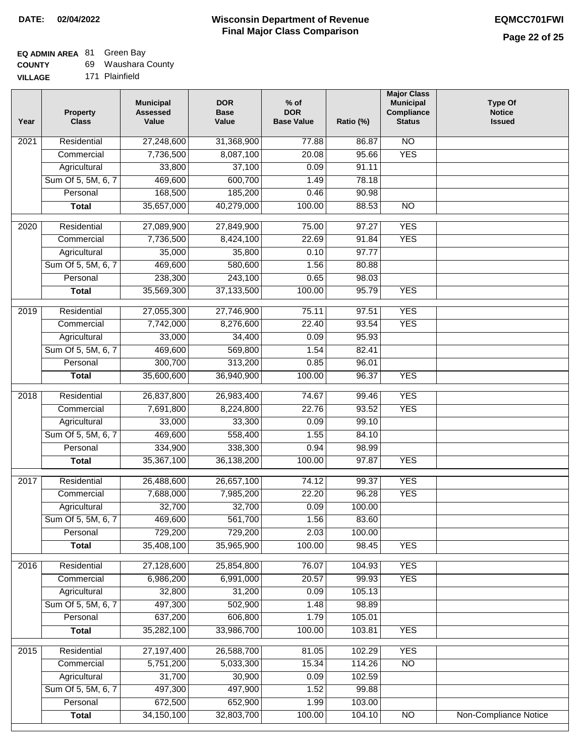**DATE:** 02/04/2022

# Wisconsin Department of Revenue
## Final Major Class Comparison

**EQMCC701FWI**

**EQ ADMIN AREA** 81 Green Bay
**COUNTY** 69 Waushara County
**VILLAGE** 171 Plainfield

| Year | Property Class | Municipal Assessed Value | DOR Base Value | % of DOR Base Value | Ratio (%) | Major Class Municipal Compliance Status | Type Of Notice Issued |
|---|---|---|---|---|---|---|---|
| 2021 | Residential | 27,248,600 | 31,368,900 | 77.88 | 86.87 | NO | |
| | Commercial | 7,736,500 | 8,087,100 | 20.08 | 95.66 | YES | |
| | Agricultural | 33,800 | 37,100 | 0.09 | 91.11 | | |
| | Sum Of 5, 5M, 6, 7 | 469,600 | 600,700 | 1.49 | 78.18 | | |
| | Personal | 168,500 | 185,200 | 0.46 | 90.98 | | |
| | **Total** | 35,657,000 | 40,279,000 | 100.00 | 88.53 | NO | |
| 2020 | Residential | 27,089,900 | 27,849,900 | 75.00 | 97.27 | YES | |
| | Commercial | 7,736,500 | 8,424,100 | 22.69 | 91.84 | YES | |
| | Agricultural | 35,000 | 35,800 | 0.10 | 97.77 | | |
| | Sum Of 5, 5M, 6, 7 | 469,600 | 580,600 | 1.56 | 80.88 | | |
| | Personal | 238,300 | 243,100 | 0.65 | 98.03 | | |
| | **Total** | 35,569,300 | 37,133,500 | 100.00 | 95.79 | YES | |
| 2019 | Residential | 27,055,300 | 27,746,900 | 75.11 | 97.51 | YES | |
| | Commercial | 7,742,000 | 8,276,600 | 22.40 | 93.54 | YES | |
| | Agricultural | 33,000 | 34,400 | 0.09 | 95.93 | | |
| | Sum Of 5, 5M, 6, 7 | 469,600 | 569,800 | 1.54 | 82.41 | | |
| | Personal | 300,700 | 313,200 | 0.85 | 96.01 | | |
| | **Total** | 35,600,600 | 36,940,900 | 100.00 | 96.37 | YES | |
| 2018 | Residential | 26,837,800 | 26,983,400 | 74.67 | 99.46 | YES | |
| | Commercial | 7,691,800 | 8,224,800 | 22.76 | 93.52 | YES | |
| | Agricultural | 33,000 | 33,300 | 0.09 | 99.10 | | |
| | Sum Of 5, 5M, 6, 7 | 469,600 | 558,400 | 1.55 | 84.10 | | |
| | Personal | 334,900 | 338,300 | 0.94 | 98.99 | | |
| | **Total** | 35,367,100 | 36,138,200 | 100.00 | 97.87 | YES | |
| 2017 | Residential | 26,488,600 | 26,657,100 | 74.12 | 99.37 | YES | |
| | Commercial | 7,688,000 | 7,985,200 | 22.20 | 96.28 | YES | |
| | Agricultural | 32,700 | 32,700 | 0.09 | 100.00 | | |
| | Sum Of 5, 5M, 6, 7 | 469,600 | 561,700 | 1.56 | 83.60 | | |
| | Personal | 729,200 | 729,200 | 2.03 | 100.00 | | |
| | **Total** | 35,408,100 | 35,965,900 | 100.00 | 98.45 | YES | |
| 2016 | Residential | 27,128,600 | 25,854,800 | 76.07 | 104.93 | YES | |
| | Commercial | 6,986,200 | 6,991,000 | 20.57 | 99.93 | YES | |
| | Agricultural | 32,800 | 31,200 | 0.09 | 105.13 | | |
| | Sum Of 5, 5M, 6, 7 | 497,300 | 502,900 | 1.48 | 98.89 | | |
| | Personal | 637,200 | 606,800 | 1.79 | 105.01 | | |
| | **Total** | 35,282,100 | 33,986,700 | 100.00 | 103.81 | YES | |
| 2015 | Residential | 27,197,400 | 26,588,700 | 81.05 | 102.29 | YES | |
| | Commercial | 5,751,200 | 5,033,300 | 15.34 | 114.26 | NO | |
| | Agricultural | 31,700 | 30,900 | 0.09 | 102.59 | | |
| | Sum Of 5, 5M, 6, 7 | 497,300 | 497,900 | 1.52 | 99.88 | | |
| | Personal | 672,500 | 652,900 | 1.99 | 103.00 | | |
| | **Total** | 34,150,100 | 32,803,700 | 100.00 | 104.10 | NO | Non-Compliance Notice |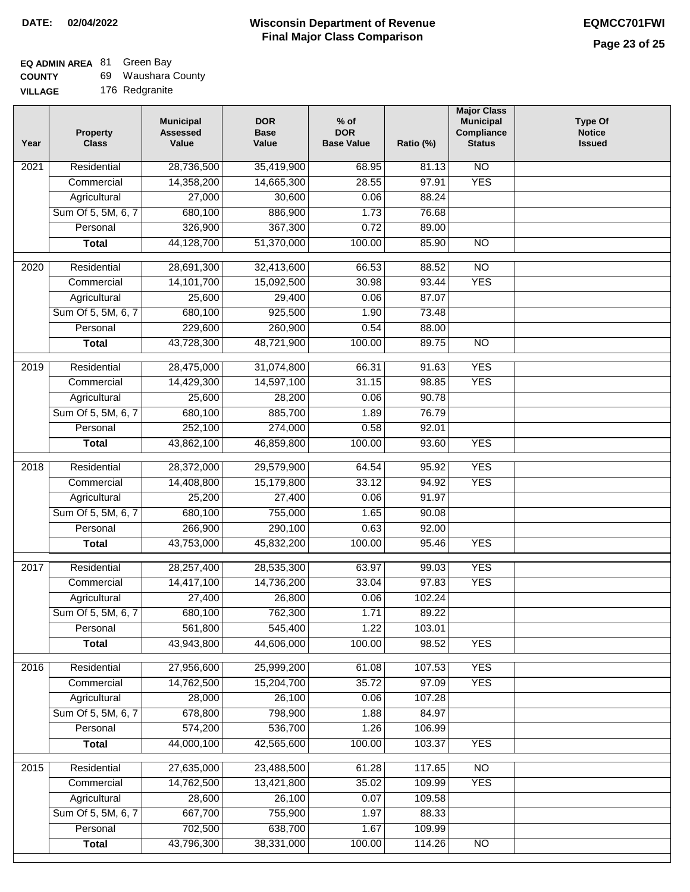**DATE:** 02/04/2022

# Wisconsin Department of Revenue
## Final Major Class Comparison

**EQMCC701FWI**

**EQ ADMIN AREA** 81 Green Bay
**COUNTY** 69 Waushara County
**VILLAGE** 176 Redgranite

| Year | Property Class | Municipal Assessed Value | DOR Base Value | % of DOR Base Value | Ratio (%) | Major Class Municipal Compliance Status | Type Of Notice Issued |
|---|---|---|---|---|---|---|---|
| 2021 | Residential | 28,736,500 | 35,419,900 | 68.95 | 81.13 | NO | |
| | Commercial | 14,358,200 | 14,665,300 | 28.55 | 97.91 | YES | |
| | Agricultural | 27,000 | 30,600 | 0.06 | 88.24 | | |
| | Sum Of 5, 5M, 6, 7 | 680,100 | 886,900 | 1.73 | 76.68 | | |
| | Personal | 326,900 | 367,300 | 0.72 | 89.00 | | |
| | **Total** | 44,128,700 | 51,370,000 | 100.00 | 85.90 | NO | |
| 2020 | Residential | 28,691,300 | 32,413,600 | 66.53 | 88.52 | NO | |
| | Commercial | 14,101,700 | 15,092,500 | 30.98 | 93.44 | YES | |
| | Agricultural | 25,600 | 29,400 | 0.06 | 87.07 | | |
| | Sum Of 5, 5M, 6, 7 | 680,100 | 925,500 | 1.90 | 73.48 | | |
| | Personal | 229,600 | 260,900 | 0.54 | 88.00 | | |
| | **Total** | 43,728,300 | 48,721,900 | 100.00 | 89.75 | NO | |
| 2019 | Residential | 28,475,000 | 31,074,800 | 66.31 | 91.63 | YES | |
| | Commercial | 14,429,300 | 14,597,100 | 31.15 | 98.85 | YES | |
| | Agricultural | 25,600 | 28,200 | 0.06 | 90.78 | | |
| | Sum Of 5, 5M, 6, 7 | 680,100 | 885,700 | 1.89 | 76.79 | | |
| | Personal | 252,100 | 274,000 | 0.58 | 92.01 | | |
| | **Total** | 43,862,100 | 46,859,800 | 100.00 | 93.60 | YES | |
| 2018 | Residential | 28,372,000 | 29,579,900 | 64.54 | 95.92 | YES | |
| | Commercial | 14,408,800 | 15,179,800 | 33.12 | 94.92 | YES | |
| | Agricultural | 25,200 | 27,400 | 0.06 | 91.97 | | |
| | Sum Of 5, 5M, 6, 7 | 680,100 | 755,000 | 1.65 | 90.08 | | |
| | Personal | 266,900 | 290,100 | 0.63 | 92.00 | | |
| | **Total** | 43,753,000 | 45,832,200 | 100.00 | 95.46 | YES | |
| 2017 | Residential | 28,257,400 | 28,535,300 | 63.97 | 99.03 | YES | |
| | Commercial | 14,417,100 | 14,736,200 | 33.04 | 97.83 | YES | |
| | Agricultural | 27,400 | 26,800 | 0.06 | 102.24 | | |
| | Sum Of 5, 5M, 6, 7 | 680,100 | 762,300 | 1.71 | 89.22 | | |
| | Personal | 561,800 | 545,400 | 1.22 | 103.01 | | |
| | **Total** | 43,943,800 | 44,606,000 | 100.00 | 98.52 | YES | |
| 2016 | Residential | 27,956,600 | 25,999,200 | 61.08 | 107.53 | YES | |
| | Commercial | 14,762,500 | 15,204,700 | 35.72 | 97.09 | YES | |
| | Agricultural | 28,000 | 26,100 | 0.06 | 107.28 | | |
| | Sum Of 5, 5M, 6, 7 | 678,800 | 798,900 | 1.88 | 84.97 | | |
| | Personal | 574,200 | 536,700 | 1.26 | 106.99 | | |
| | **Total** | 44,000,100 | 42,565,600 | 100.00 | 103.37 | YES | |
| 2015 | Residential | 27,635,000 | 23,488,500 | 61.28 | 117.65 | NO | |
| | Commercial | 14,762,500 | 13,421,800 | 35.02 | 109.99 | YES | |
| | Agricultural | 28,600 | 26,100 | 0.07 | 109.58 | | |
| | Sum Of 5, 5M, 6, 7 | 667,700 | 755,900 | 1.97 | 88.33 | | |
| | Personal | 702,500 | 638,700 | 1.67 | 109.99 | | |
| | **Total** | 43,796,300 | 38,331,000 | 100.00 | 114.26 | NO | |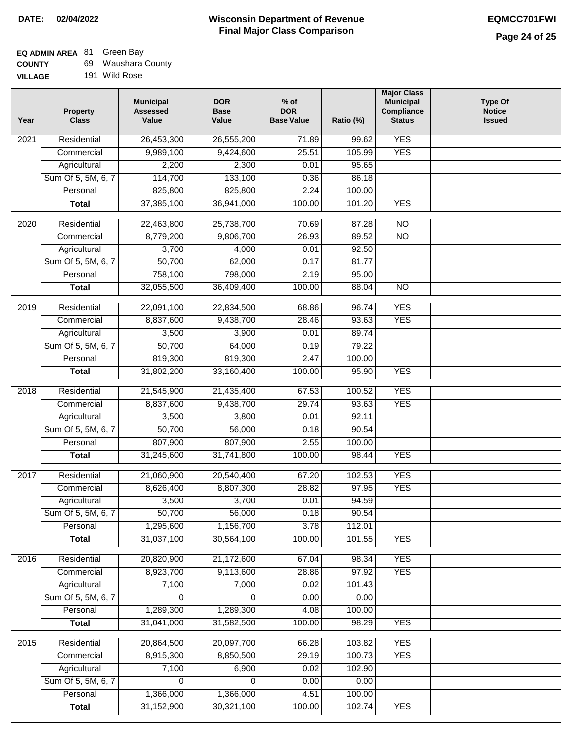**DATE: 02/04/2022**

# Wisconsin Department of Revenue
## Final Major Class Comparison

**EQMCC701FWI**

**EQ ADMIN AREA** 81 Green Bay
**COUNTY** 69 Waushara County
**VILLAGE** 191 Wild Rose

| Year | Property Class | Municipal Assessed Value | DOR Base Value | % of DOR Base Value | Ratio (%) | Major Class Municipal Compliance Status | Type Of Notice Issued |
|---|---|---|---|---|---|---|---|
| 2021 | Residential | 26,453,300 | 26,555,200 | 71.89 | 99.62 | YES | |
| | Commercial | 9,989,100 | 9,424,600 | 25.51 | 105.99 | YES | |
| | Agricultural | 2,200 | 2,300 | 0.01 | 95.65 | | |
| | Sum Of 5, 5M, 6, 7 | 114,700 | 133,100 | 0.36 | 86.18 | | |
| | Personal | 825,800 | 825,800 | 2.24 | 100.00 | | |
| | **Total** | 37,385,100 | 36,941,000 | 100.00 | 101.20 | YES | |
| 2020 | Residential | 22,463,800 | 25,738,700 | 70.69 | 87.28 | NO | |
| | Commercial | 8,779,200 | 9,806,700 | 26.93 | 89.52 | NO | |
| | Agricultural | 3,700 | 4,000 | 0.01 | 92.50 | | |
| | Sum Of 5, 5M, 6, 7 | 50,700 | 62,000 | 0.17 | 81.77 | | |
| | Personal | 758,100 | 798,000 | 2.19 | 95.00 | | |
| | **Total** | 32,055,500 | 36,409,400 | 100.00 | 88.04 | NO | |
| 2019 | Residential | 22,091,100 | 22,834,500 | 68.86 | 96.74 | YES | |
| | Commercial | 8,837,600 | 9,438,700 | 28.46 | 93.63 | YES | |
| | Agricultural | 3,500 | 3,900 | 0.01 | 89.74 | | |
| | Sum Of 5, 5M, 6, 7 | 50,700 | 64,000 | 0.19 | 79.22 | | |
| | Personal | 819,300 | 819,300 | 2.47 | 100.00 | | |
| | **Total** | 31,802,200 | 33,160,400 | 100.00 | 95.90 | YES | |
| 2018 | Residential | 21,545,900 | 21,435,400 | 67.53 | 100.52 | YES | |
| | Commercial | 8,837,600 | 9,438,700 | 29.74 | 93.63 | YES | |
| | Agricultural | 3,500 | 3,800 | 0.01 | 92.11 | | |
| | Sum Of 5, 5M, 6, 7 | 50,700 | 56,000 | 0.18 | 90.54 | | |
| | Personal | 807,900 | 807,900 | 2.55 | 100.00 | | |
| | **Total** | 31,245,600 | 31,741,800 | 100.00 | 98.44 | YES | |
| 2017 | Residential | 21,060,900 | 20,540,400 | 67.20 | 102.53 | YES | |
| | Commercial | 8,626,400 | 8,807,300 | 28.82 | 97.95 | YES | |
| | Agricultural | 3,500 | 3,700 | 0.01 | 94.59 | | |
| | Sum Of 5, 5M, 6, 7 | 50,700 | 56,000 | 0.18 | 90.54 | | |
| | Personal | 1,295,600 | 1,156,700 | 3.78 | 112.01 | | |
| | **Total** | 31,037,100 | 30,564,100 | 100.00 | 101.55 | YES | |
| 2016 | Residential | 20,820,900 | 21,172,600 | 67.04 | 98.34 | YES | |
| | Commercial | 8,923,700 | 9,113,600 | 28.86 | 97.92 | YES | |
| | Agricultural | 7,100 | 7,000 | 0.02 | 101.43 | | |
| | Sum Of 5, 5M, 6, 7 | 0 | 0 | 0.00 | 0.00 | | |
| | Personal | 1,289,300 | 1,289,300 | 4.08 | 100.00 | | |
| | **Total** | 31,041,000 | 31,582,500 | 100.00 | 98.29 | YES | |
| 2015 | Residential | 20,864,500 | 20,097,700 | 66.28 | 103.82 | YES | |
| | Commercial | 8,915,300 | 8,850,500 | 29.19 | 100.73 | YES | |
| | Agricultural | 7,100 | 6,900 | 0.02 | 102.90 | | |
| | Sum Of 5, 5M, 6, 7 | 0 | 0 | 0.00 | 0.00 | | |
| | Personal | 1,366,000 | 1,366,000 | 4.51 | 100.00 | | |
| | **Total** | 31,152,900 | 30,321,100 | 100.00 | 102.74 | YES | |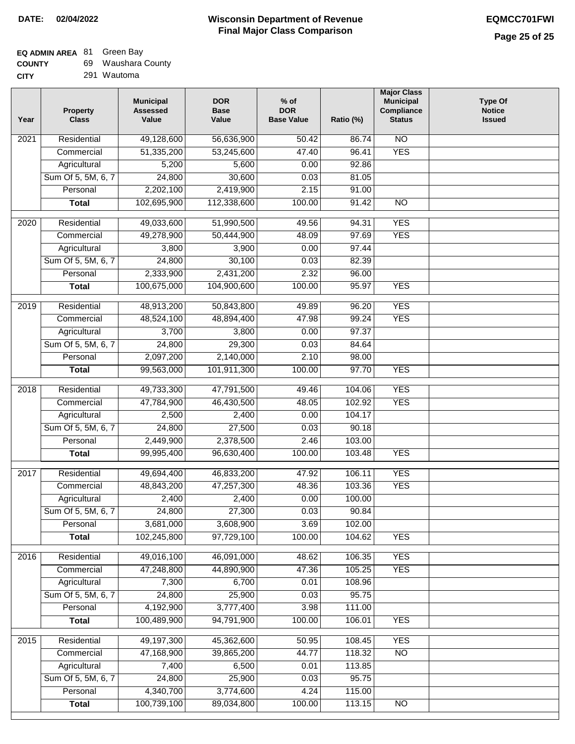**DATE:** 02/04/2022

# Wisconsin Department of Revenue
## Final Major Class Comparison

**EQMCC701FWI**

**EQ ADMIN AREA** 81 Green Bay
**COUNTY** 69 Waushara County
**CITY** 291 Wautoma

| Year | Property Class | Municipal Assessed Value | DOR Base Value | % of DOR Base Value | Ratio (%) | Major Class Municipal Compliance Status | Type Of Notice Issued |
|---|---|---|---|---|---|---|---|
| 2021 | Residential | 49,128,600 | 56,636,900 | 50.42 | 86.74 | NO | |
| | Commercial | 51,335,200 | 53,245,600 | 47.40 | 96.41 | YES | |
| | Agricultural | 5,200 | 5,600 | 0.00 | 92.86 | | |
| | Sum Of 5, 5M, 6, 7 | 24,800 | 30,600 | 0.03 | 81.05 | | |
| | Personal | 2,202,100 | 2,419,900 | 2.15 | 91.00 | | |
| | **Total** | 102,695,900 | 112,338,600 | 100.00 | 91.42 | NO | |
| 2020 | Residential | 49,033,600 | 51,990,500 | 49.56 | 94.31 | YES | |
| | Commercial | 49,278,900 | 50,444,900 | 48.09 | 97.69 | YES | |
| | Agricultural | 3,800 | 3,900 | 0.00 | 97.44 | | |
| | Sum Of 5, 5M, 6, 7 | 24,800 | 30,100 | 0.03 | 82.39 | | |
| | Personal | 2,333,900 | 2,431,200 | 2.32 | 96.00 | | |
| | **Total** | 100,675,000 | 104,900,600 | 100.00 | 95.97 | YES | |
| 2019 | Residential | 48,913,200 | 50,843,800 | 49.89 | 96.20 | YES | |
| | Commercial | 48,524,100 | 48,894,400 | 47.98 | 99.24 | YES | |
| | Agricultural | 3,700 | 3,800 | 0.00 | 97.37 | | |
| | Sum Of 5, 5M, 6, 7 | 24,800 | 29,300 | 0.03 | 84.64 | | |
| | Personal | 2,097,200 | 2,140,000 | 2.10 | 98.00 | | |
| | **Total** | 99,563,000 | 101,911,300 | 100.00 | 97.70 | YES | |
| 2018 | Residential | 49,733,300 | 47,791,500 | 49.46 | 104.06 | YES | |
| | Commercial | 47,784,900 | 46,430,500 | 48.05 | 102.92 | YES | |
| | Agricultural | 2,500 | 2,400 | 0.00 | 104.17 | | |
| | Sum Of 5, 5M, 6, 7 | 24,800 | 27,500 | 0.03 | 90.18 | | |
| | Personal | 2,449,900 | 2,378,500 | 2.46 | 103.00 | | |
| | **Total** | 99,995,400 | 96,630,400 | 100.00 | 103.48 | YES | |
| 2017 | Residential | 49,694,400 | 46,833,200 | 47.92 | 106.11 | YES | |
| | Commercial | 48,843,200 | 47,257,300 | 48.36 | 103.36 | YES | |
| | Agricultural | 2,400 | 2,400 | 0.00 | 100.00 | | |
| | Sum Of 5, 5M, 6, 7 | 24,800 | 27,300 | 0.03 | 90.84 | | |
| | Personal | 3,681,000 | 3,608,900 | 3.69 | 102.00 | | |
| | **Total** | 102,245,800 | 97,729,100 | 100.00 | 104.62 | YES | |
| 2016 | Residential | 49,016,100 | 46,091,000 | 48.62 | 106.35 | YES | |
| | Commercial | 47,248,800 | 44,890,900 | 47.36 | 105.25 | YES | |
| | Agricultural | 7,300 | 6,700 | 0.01 | 108.96 | | |
| | Sum Of 5, 5M, 6, 7 | 24,800 | 25,900 | 0.03 | 95.75 | | |
| | Personal | 4,192,900 | 3,777,400 | 3.98 | 111.00 | | |
| | **Total** | 100,489,900 | 94,791,900 | 100.00 | 106.01 | YES | |
| 2015 | Residential | 49,197,300 | 45,362,600 | 50.95 | 108.45 | YES | |
| | Commercial | 47,168,900 | 39,865,200 | 44.77 | 118.32 | NO | |
| | Agricultural | 7,400 | 6,500 | 0.01 | 113.85 | | |
| | Sum Of 5, 5M, 6, 7 | 24,800 | 25,900 | 0.03 | 95.75 | | |
| | Personal | 4,340,700 | 3,774,600 | 4.24 | 115.00 | | |
| | **Total** | 100,739,100 | 89,034,800 | 100.00 | 113.15 | NO | |